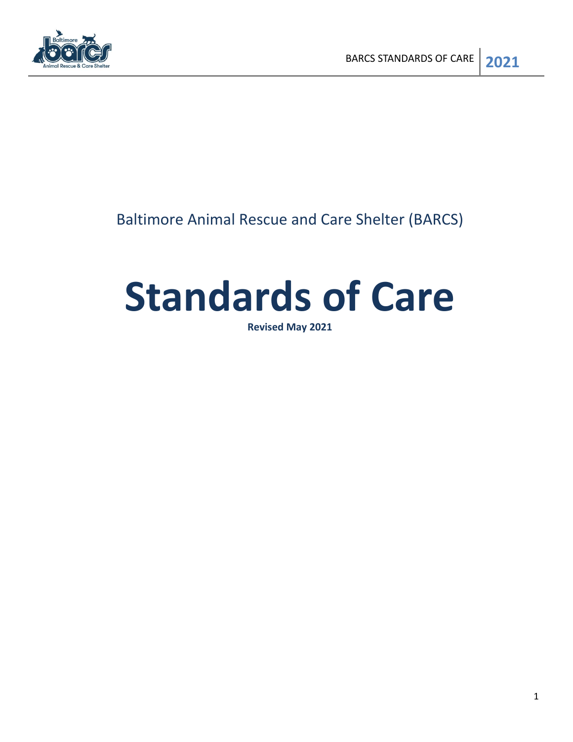Baltimore Animal Rescue and Care Shelter (BARCS)

# Standards of Care

**Revised May 2021**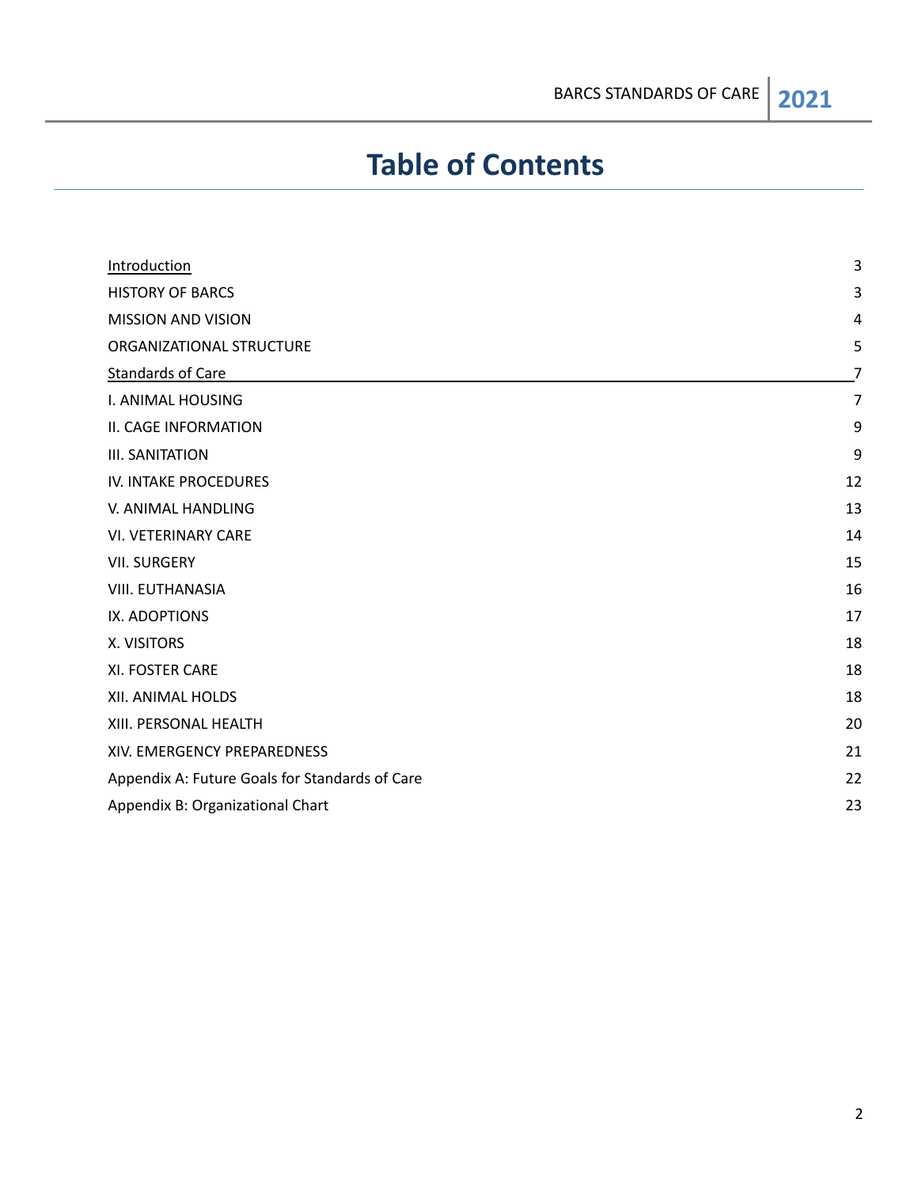# Table of Contents

| | |
|---|---|
| Introduction | 3 |
| HISTORY OF BARCS | 3 |
| MISSION AND VISION | 4 |
| ORGANIZATIONAL STRUCTURE | 5 |
| Standards of Care | 7 |
| I. ANIMAL HOUSING | 7 |
| II. CAGE INFORMATION | 9 |
| III. SANITATION | 9 |
| IV. INTAKE PROCEDURES | 12 |
| V. ANIMAL HANDLING | 13 |
| VI. VETERINARY CARE | 14 |
| VII. SURGERY | 15 |
| VIII. EUTHANASIA | 16 |
| IX. ADOPTIONS | 17 |
| X. VISITORS | 18 |
| XI. FOSTER CARE | 18 |
| XII. ANIMAL HOLDS | 18 |
| XIII. PERSONAL HEALTH | 20 |
| XIV. EMERGENCY PREPAREDNESS | 21 |
| Appendix A: Future Goals for Standards of Care | 22 |
| Appendix B: Organizational Chart | 23 |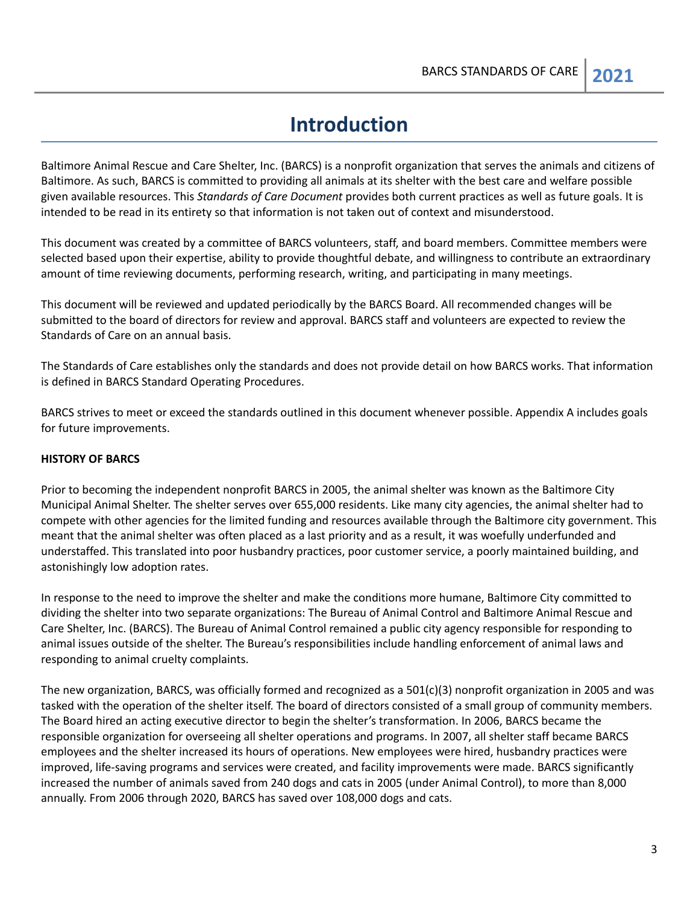# Introduction

Baltimore Animal Rescue and Care Shelter, Inc. (BARCS) is a nonprofit organization that serves the animals and citizens of Baltimore. As such, BARCS is committed to providing all animals at its shelter with the best care and welfare possible given available resources. This *Standards of Care Document* provides both current practices as well as future goals. It is intended to be read in its entirety so that information is not taken out of context and misunderstood.

This document was created by a committee of BARCS volunteers, staff, and board members. Committee members were selected based upon their expertise, ability to provide thoughtful debate, and willingness to contribute an extraordinary amount of time reviewing documents, performing research, writing, and participating in many meetings.

This document will be reviewed and updated periodically by the BARCS Board. All recommended changes will be submitted to the board of directors for review and approval. BARCS staff and volunteers are expected to review the Standards of Care on an annual basis.

The Standards of Care establishes only the standards and does not provide detail on how BARCS works. That information is defined in BARCS Standard Operating Procedures.

BARCS strives to meet or exceed the standards outlined in this document whenever possible. Appendix A includes goals for future improvements.

**HISTORY OF BARCS**

Prior to becoming the independent nonprofit BARCS in 2005, the animal shelter was known as the Baltimore City Municipal Animal Shelter. The shelter serves over 655,000 residents. Like many city agencies, the animal shelter had to compete with other agencies for the limited funding and resources available through the Baltimore city government. This meant that the animal shelter was often placed as a last priority and as a result, it was woefully underfunded and understaffed. This translated into poor husbandry practices, poor customer service, a poorly maintained building, and astonishingly low adoption rates.

In response to the need to improve the shelter and make the conditions more humane, Baltimore City committed to dividing the shelter into two separate organizations: The Bureau of Animal Control and Baltimore Animal Rescue and Care Shelter, Inc. (BARCS). The Bureau of Animal Control remained a public city agency responsible for responding to animal issues outside of the shelter. The Bureau's responsibilities include handling enforcement of animal laws and responding to animal cruelty complaints.

The new organization, BARCS, was officially formed and recognized as a 501(c)(3) nonprofit organization in 2005 and was tasked with the operation of the shelter itself. The board of directors consisted of a small group of community members. The Board hired an acting executive director to begin the shelter's transformation. In 2006, BARCS became the responsible organization for overseeing all shelter operations and programs. In 2007, all shelter staff became BARCS employees and the shelter increased its hours of operations. New employees were hired, husbandry practices were improved, life-saving programs and services were created, and facility improvements were made. BARCS significantly increased the number of animals saved from 240 dogs and cats in 2005 (under Animal Control), to more than 8,000 annually. From 2006 through 2020, BARCS has saved over 108,000 dogs and cats.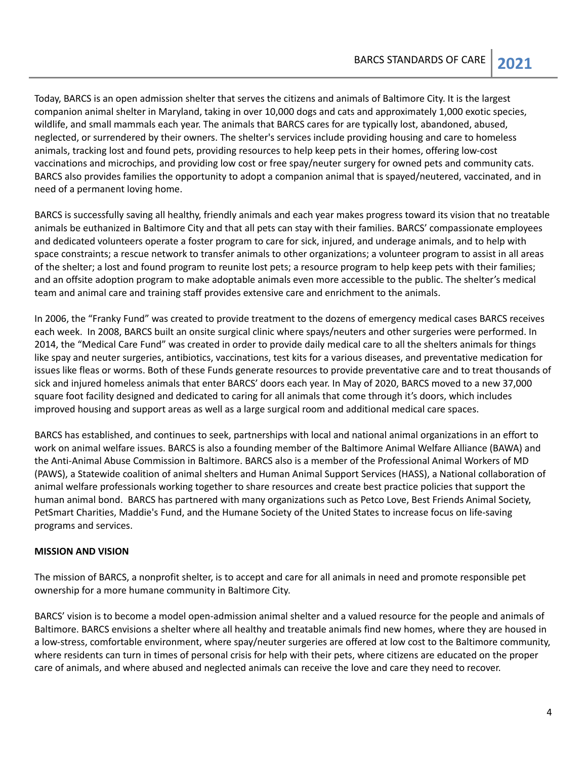Today, BARCS is an open admission shelter that serves the citizens and animals of Baltimore City. It is the largest companion animal shelter in Maryland, taking in over 10,000 dogs and cats and approximately 1,000 exotic species, wildlife, and small mammals each year. The animals that BARCS cares for are typically lost, abandoned, abused, neglected, or surrendered by their owners. The shelter's services include providing housing and care to homeless animals, tracking lost and found pets, providing resources to help keep pets in their homes, offering low-cost vaccinations and microchips, and providing low cost or free spay/neuter surgery for owned pets and community cats. BARCS also provides families the opportunity to adopt a companion animal that is spayed/neutered, vaccinated, and in need of a permanent loving home.

BARCS is successfully saving all healthy, friendly animals and each year makes progress toward its vision that no treatable animals be euthanized in Baltimore City and that all pets can stay with their families. BARCS' compassionate employees and dedicated volunteers operate a foster program to care for sick, injured, and underage animals, and to help with space constraints; a rescue network to transfer animals to other organizations; a volunteer program to assist in all areas of the shelter; a lost and found program to reunite lost pets; a resource program to help keep pets with their families; and an offsite adoption program to make adoptable animals even more accessible to the public. The shelter's medical team and animal care and training staff provides extensive care and enrichment to the animals.

In 2006, the "Franky Fund" was created to provide treatment to the dozens of emergency medical cases BARCS receives each week. In 2008, BARCS built an onsite surgical clinic where spays/neuters and other surgeries were performed. In 2014, the "Medical Care Fund" was created in order to provide daily medical care to all the shelters animals for things like spay and neuter surgeries, antibiotics, vaccinations, test kits for a various diseases, and preventative medication for issues like fleas or worms. Both of these Funds generate resources to provide preventative care and to treat thousands of sick and injured homeless animals that enter BARCS' doors each year. In May of 2020, BARCS moved to a new 37,000 square foot facility designed and dedicated to caring for all animals that come through it's doors, which includes improved housing and support areas as well as a large surgical room and additional medical care spaces.

BARCS has established, and continues to seek, partnerships with local and national animal organizations in an effort to work on animal welfare issues. BARCS is also a founding member of the Baltimore Animal Welfare Alliance (BAWA) and the Anti-Animal Abuse Commission in Baltimore. BARCS also is a member of the Professional Animal Workers of MD (PAWS), a Statewide coalition of animal shelters and Human Animal Support Services (HASS), a National collaboration of animal welfare professionals working together to share resources and create best practice policies that support the human animal bond. BARCS has partnered with many organizations such as Petco Love, Best Friends Animal Society, PetSmart Charities, Maddie's Fund, and the Humane Society of the United States to increase focus on life-saving programs and services.

**MISSION AND VISION**

The mission of BARCS, a nonprofit shelter, is to accept and care for all animals in need and promote responsible pet ownership for a more humane community in Baltimore City.

BARCS' vision is to become a model open-admission animal shelter and a valued resource for the people and animals of Baltimore. BARCS envisions a shelter where all healthy and treatable animals find new homes, where they are housed in a low-stress, comfortable environment, where spay/neuter surgeries are offered at low cost to the Baltimore community, where residents can turn in times of personal crisis for help with their pets, where citizens are educated on the proper care of animals, and where abused and neglected animals can receive the love and care they need to recover.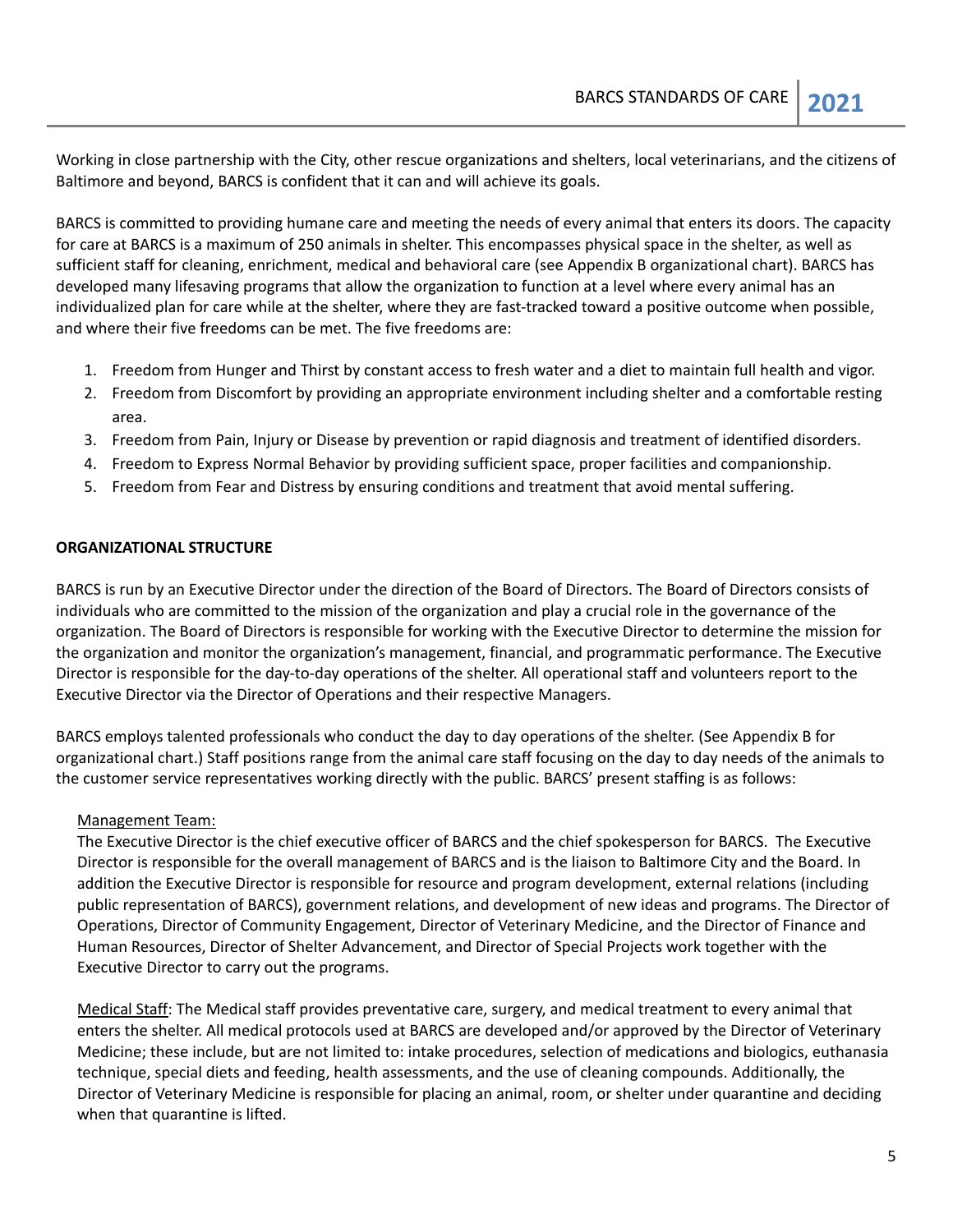Working in close partnership with the City, other rescue organizations and shelters, local veterinarians, and the citizens of Baltimore and beyond, BARCS is confident that it can and will achieve its goals.

BARCS is committed to providing humane care and meeting the needs of every animal that enters its doors. The capacity for care at BARCS is a maximum of 250 animals in shelter. This encompasses physical space in the shelter, as well as sufficient staff for cleaning, enrichment, medical and behavioral care (see Appendix B organizational chart). BARCS has developed many lifesaving programs that allow the organization to function at a level where every animal has an individualized plan for care while at the shelter, where they are fast-tracked toward a positive outcome when possible, and where their five freedoms can be met. The five freedoms are:

1. Freedom from Hunger and Thirst by constant access to fresh water and a diet to maintain full health and vigor.
2. Freedom from Discomfort by providing an appropriate environment including shelter and a comfortable resting area.
3. Freedom from Pain, Injury or Disease by prevention or rapid diagnosis and treatment of identified disorders.
4. Freedom to Express Normal Behavior by providing sufficient space, proper facilities and companionship.
5. Freedom from Fear and Distress by ensuring conditions and treatment that avoid mental suffering.

## ORGANIZATIONAL STRUCTURE

BARCS is run by an Executive Director under the direction of the Board of Directors. The Board of Directors consists of individuals who are committed to the mission of the organization and play a crucial role in the governance of the organization. The Board of Directors is responsible for working with the Executive Director to determine the mission for the organization and monitor the organization's management, financial, and programmatic performance. The Executive Director is responsible for the day-to-day operations of the shelter. All operational staff and volunteers report to the Executive Director via the Director of Operations and their respective Managers.

BARCS employs talented professionals who conduct the day to day operations of the shelter. (See Appendix B for organizational chart.) Staff positions range from the animal care staff focusing on the day to day needs of the animals to the customer service representatives working directly with the public. BARCS' present staffing is as follows:

Management Team:
The Executive Director is the chief executive officer of BARCS and the chief spokesperson for BARCS. The Executive Director is responsible for the overall management of BARCS and is the liaison to Baltimore City and the Board. In addition the Executive Director is responsible for resource and program development, external relations (including public representation of BARCS), government relations, and development of new ideas and programs. The Director of Operations, Director of Community Engagement, Director of Veterinary Medicine, and the Director of Finance and Human Resources, Director of Shelter Advancement, and Director of Special Projects work together with the Executive Director to carry out the programs.

Medical Staff: The Medical staff provides preventative care, surgery, and medical treatment to every animal that enters the shelter. All medical protocols used at BARCS are developed and/or approved by the Director of Veterinary Medicine; these include, but are not limited to: intake procedures, selection of medications and biologics, euthanasia technique, special diets and feeding, health assessments, and the use of cleaning compounds. Additionally, the Director of Veterinary Medicine is responsible for placing an animal, room, or shelter under quarantine and deciding when that quarantine is lifted.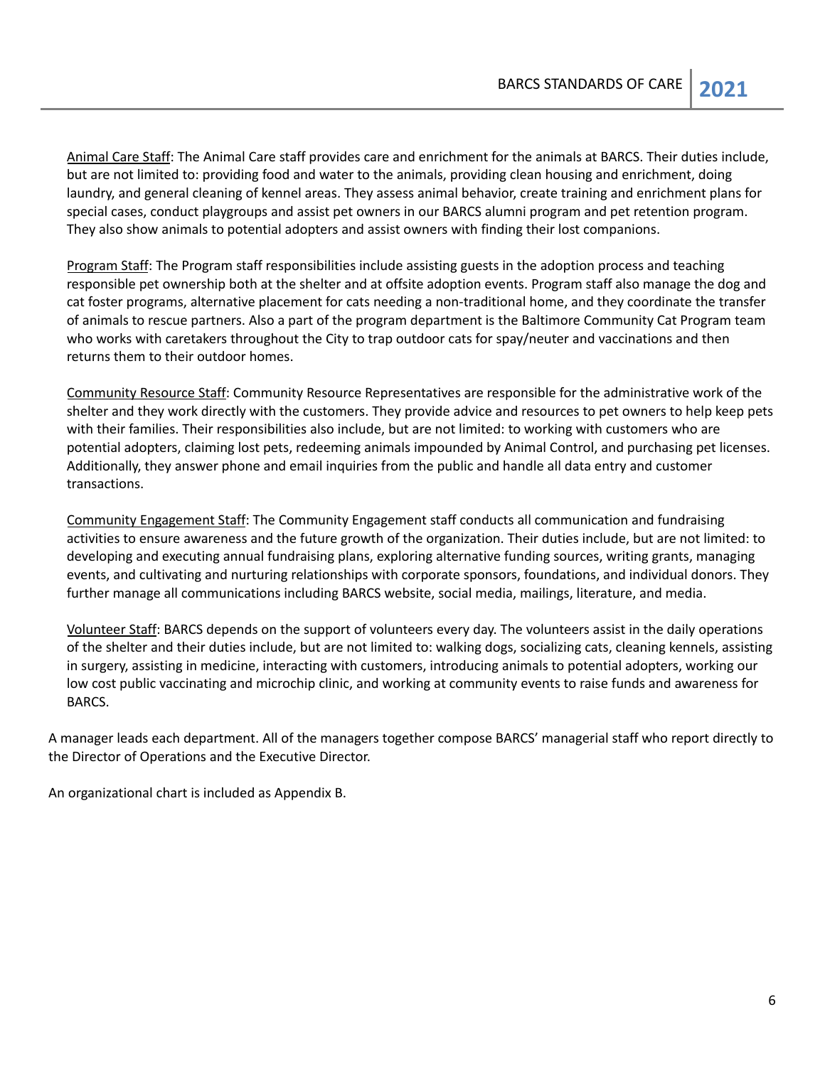<u>Animal Care Staff</u>: The Animal Care staff provides care and enrichment for the animals at BARCS. Their duties include, but are not limited to: providing food and water to the animals, providing clean housing and enrichment, doing laundry, and general cleaning of kennel areas. They assess animal behavior, create training and enrichment plans for special cases, conduct playgroups and assist pet owners in our BARCS alumni program and pet retention program. They also show animals to potential adopters and assist owners with finding their lost companions.

<u>Program Staff</u>: The Program staff responsibilities include assisting guests in the adoption process and teaching responsible pet ownership both at the shelter and at offsite adoption events. Program staff also manage the dog and cat foster programs, alternative placement for cats needing a non-traditional home, and they coordinate the transfer of animals to rescue partners. Also a part of the program department is the Baltimore Community Cat Program team who works with caretakers throughout the City to trap outdoor cats for spay/neuter and vaccinations and then returns them to their outdoor homes.

<u>Community Resource Staff</u>: Community Resource Representatives are responsible for the administrative work of the shelter and they work directly with the customers. They provide advice and resources to pet owners to help keep pets with their families. Their responsibilities also include, but are not limited: to working with customers who are potential adopters, claiming lost pets, redeeming animals impounded by Animal Control, and purchasing pet licenses. Additionally, they answer phone and email inquiries from the public and handle all data entry and customer transactions.

<u>Community Engagement Staff</u>: The Community Engagement staff conducts all communication and fundraising activities to ensure awareness and the future growth of the organization. Their duties include, but are not limited: to developing and executing annual fundraising plans, exploring alternative funding sources, writing grants, managing events, and cultivating and nurturing relationships with corporate sponsors, foundations, and individual donors. They further manage all communications including BARCS website, social media, mailings, literature, and media.

<u>Volunteer Staff</u>: BARCS depends on the support of volunteers every day. The volunteers assist in the daily operations of the shelter and their duties include, but are not limited to: walking dogs, socializing cats, cleaning kennels, assisting in surgery, assisting in medicine, interacting with customers, introducing animals to potential adopters, working our low cost public vaccinating and microchip clinic, and working at community events to raise funds and awareness for BARCS.

A manager leads each department. All of the managers together compose BARCS' managerial staff who report directly to the Director of Operations and the Executive Director.

An organizational chart is included as Appendix B.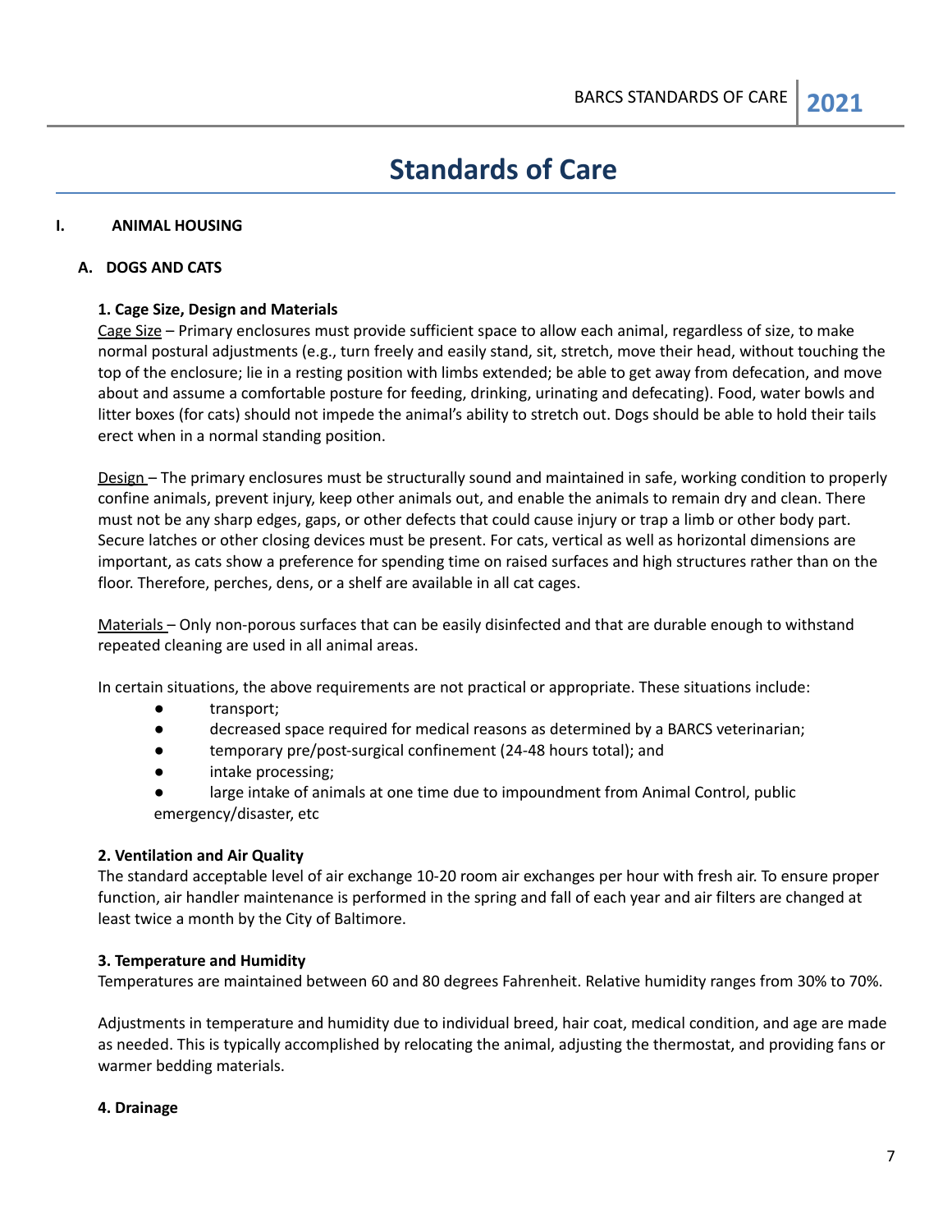# Standards of Care

## I. ANIMAL HOUSING

### A. DOGS AND CATS

**1. Cage Size, Design and Materials**

Cage Size – Primary enclosures must provide sufficient space to allow each animal, regardless of size, to make normal postural adjustments (e.g., turn freely and easily stand, sit, stretch, move their head, without touching the top of the enclosure; lie in a resting position with limbs extended; be able to get away from defecation, and move about and assume a comfortable posture for feeding, drinking, urinating and defecating). Food, water bowls and litter boxes (for cats) should not impede the animal's ability to stretch out. Dogs should be able to hold their tails erect when in a normal standing position.

Design – The primary enclosures must be structurally sound and maintained in safe, working condition to properly confine animals, prevent injury, keep other animals out, and enable the animals to remain dry and clean. There must not be any sharp edges, gaps, or other defects that could cause injury or trap a limb or other body part. Secure latches or other closing devices must be present. For cats, vertical as well as horizontal dimensions are important, as cats show a preference for spending time on raised surfaces and high structures rather than on the floor. Therefore, perches, dens, or a shelf are available in all cat cages.

Materials – Only non-porous surfaces that can be easily disinfected and that are durable enough to withstand repeated cleaning are used in all animal areas.

In certain situations, the above requirements are not practical or appropriate. These situations include:

- transport;
- decreased space required for medical reasons as determined by a BARCS veterinarian;
- temporary pre/post-surgical confinement (24-48 hours total); and
- intake processing;
- large intake of animals at one time due to impoundment from Animal Control, public emergency/disaster, etc

**2. Ventilation and Air Quality**

The standard acceptable level of air exchange 10-20 room air exchanges per hour with fresh air. To ensure proper function, air handler maintenance is performed in the spring and fall of each year and air filters are changed at least twice a month by the City of Baltimore.

**3. Temperature and Humidity**

Temperatures are maintained between 60 and 80 degrees Fahrenheit. Relative humidity ranges from 30% to 70%.

Adjustments in temperature and humidity due to individual breed, hair coat, medical condition, and age are made as needed. This is typically accomplished by relocating the animal, adjusting the thermostat, and providing fans or warmer bedding materials.

**4. Drainage**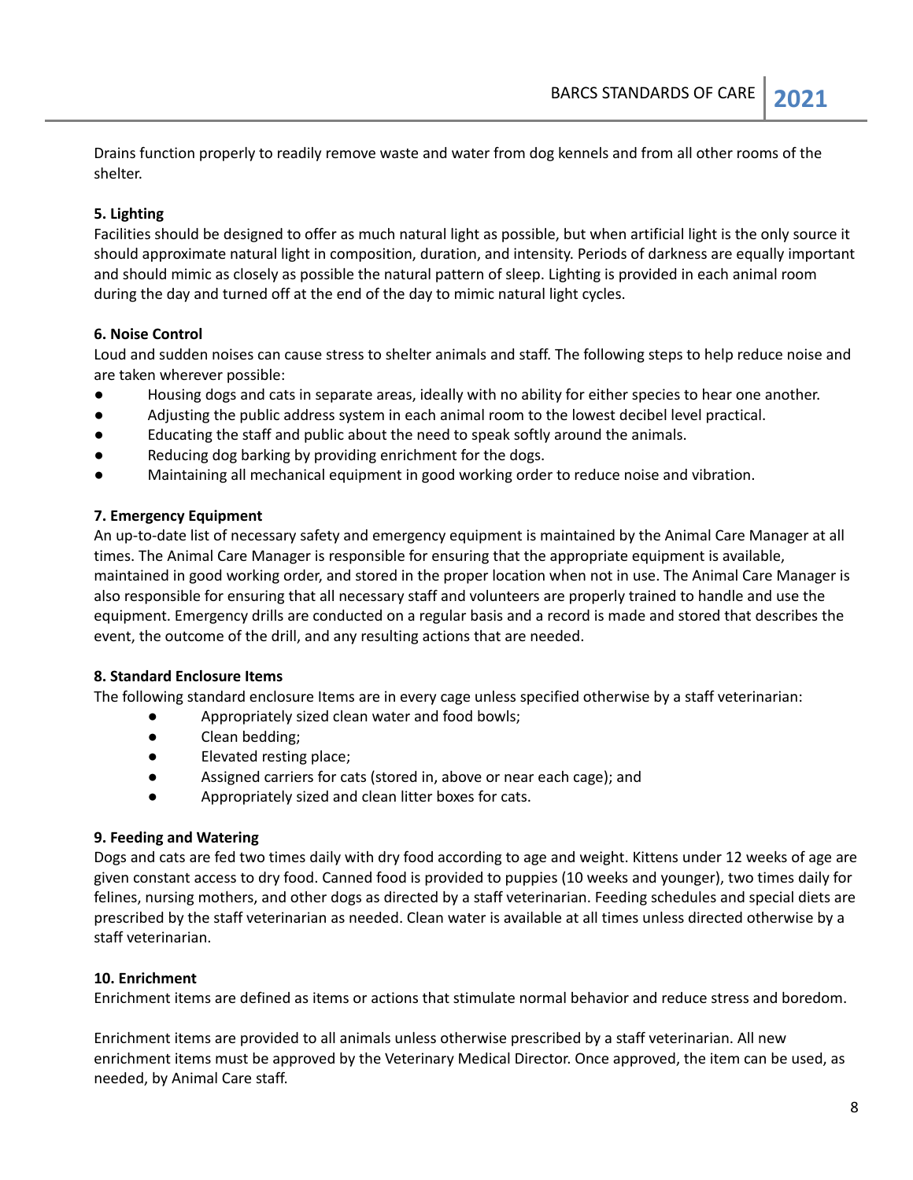Drains function properly to readily remove waste and water from dog kennels and from all other rooms of the shelter.

**5. Lighting**

Facilities should be designed to offer as much natural light as possible, but when artificial light is the only source it should approximate natural light in composition, duration, and intensity. Periods of darkness are equally important and should mimic as closely as possible the natural pattern of sleep. Lighting is provided in each animal room during the day and turned off at the end of the day to mimic natural light cycles.

**6. Noise Control**

Loud and sudden noises can cause stress to shelter animals and staff. The following steps to help reduce noise and are taken wherever possible:

- Housing dogs and cats in separate areas, ideally with no ability for either species to hear one another.
- Adjusting the public address system in each animal room to the lowest decibel level practical.
- Educating the staff and public about the need to speak softly around the animals.
- Reducing dog barking by providing enrichment for the dogs.
- Maintaining all mechanical equipment in good working order to reduce noise and vibration.

**7. Emergency Equipment**

An up-to-date list of necessary safety and emergency equipment is maintained by the Animal Care Manager at all times. The Animal Care Manager is responsible for ensuring that the appropriate equipment is available, maintained in good working order, and stored in the proper location when not in use. The Animal Care Manager is also responsible for ensuring that all necessary staff and volunteers are properly trained to handle and use the equipment. Emergency drills are conducted on a regular basis and a record is made and stored that describes the event, the outcome of the drill, and any resulting actions that are needed.

**8. Standard Enclosure Items**

The following standard enclosure Items are in every cage unless specified otherwise by a staff veterinarian:

- Appropriately sized clean water and food bowls;
- Clean bedding;
- Elevated resting place;
- Assigned carriers for cats (stored in, above or near each cage); and
- Appropriately sized and clean litter boxes for cats.

**9. Feeding and Watering**

Dogs and cats are fed two times daily with dry food according to age and weight. Kittens under 12 weeks of age are given constant access to dry food. Canned food is provided to puppies (10 weeks and younger), two times daily for felines, nursing mothers, and other dogs as directed by a staff veterinarian. Feeding schedules and special diets are prescribed by the staff veterinarian as needed. Clean water is available at all times unless directed otherwise by a staff veterinarian.

**10. Enrichment**

Enrichment items are defined as items or actions that stimulate normal behavior and reduce stress and boredom.

Enrichment items are provided to all animals unless otherwise prescribed by a staff veterinarian. All new enrichment items must be approved by the Veterinary Medical Director. Once approved, the item can be used, as needed, by Animal Care staff.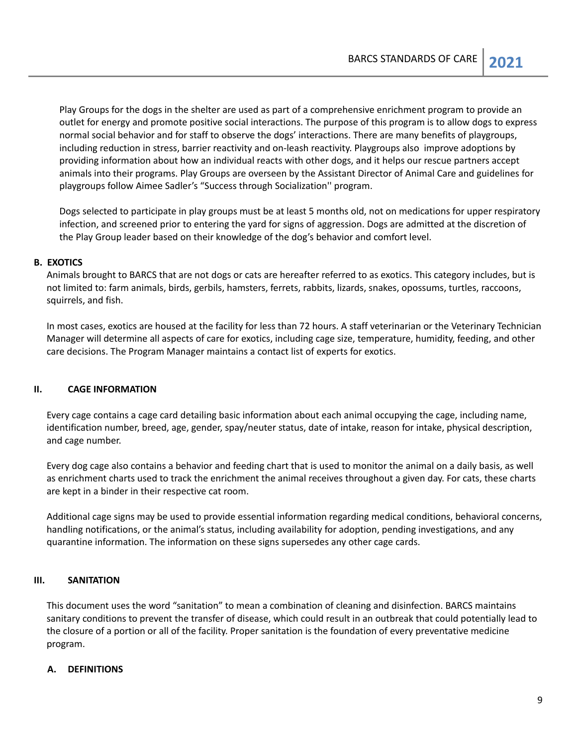Play Groups for the dogs in the shelter are used as part of a comprehensive enrichment program to provide an outlet for energy and promote positive social interactions. The purpose of this program is to allow dogs to express normal social behavior and for staff to observe the dogs' interactions. There are many benefits of playgroups, including reduction in stress, barrier reactivity and on-leash reactivity. Playgroups also improve adoptions by providing information about how an individual reacts with other dogs, and it helps our rescue partners accept animals into their programs. Play Groups are overseen by the Assistant Director of Animal Care and guidelines for playgroups follow Aimee Sadler's "Success through Socialization'' program.

Dogs selected to participate in play groups must be at least 5 months old, not on medications for upper respiratory infection, and screened prior to entering the yard for signs of aggression. Dogs are admitted at the discretion of the Play Group leader based on their knowledge of the dog's behavior and comfort level.

### B. EXOTICS

Animals brought to BARCS that are not dogs or cats are hereafter referred to as exotics. This category includes, but is not limited to: farm animals, birds, gerbils, hamsters, ferrets, rabbits, lizards, snakes, opossums, turtles, raccoons, squirrels, and fish.

In most cases, exotics are housed at the facility for less than 72 hours. A staff veterinarian or the Veterinary Technician Manager will determine all aspects of care for exotics, including cage size, temperature, humidity, feeding, and other care decisions. The Program Manager maintains a contact list of experts for exotics.

## II. CAGE INFORMATION

Every cage contains a cage card detailing basic information about each animal occupying the cage, including name, identification number, breed, age, gender, spay/neuter status, date of intake, reason for intake, physical description, and cage number.

Every dog cage also contains a behavior and feeding chart that is used to monitor the animal on a daily basis, as well as enrichment charts used to track the enrichment the animal receives throughout a given day. For cats, these charts are kept in a binder in their respective cat room.

Additional cage signs may be used to provide essential information regarding medical conditions, behavioral concerns, handling notifications, or the animal's status, including availability for adoption, pending investigations, and any quarantine information. The information on these signs supersedes any other cage cards.

## III. SANITATION

This document uses the word "sanitation" to mean a combination of cleaning and disinfection. BARCS maintains sanitary conditions to prevent the transfer of disease, which could result in an outbreak that could potentially lead to the closure of a portion or all of the facility. Proper sanitation is the foundation of every preventative medicine program.

### A. DEFINITIONS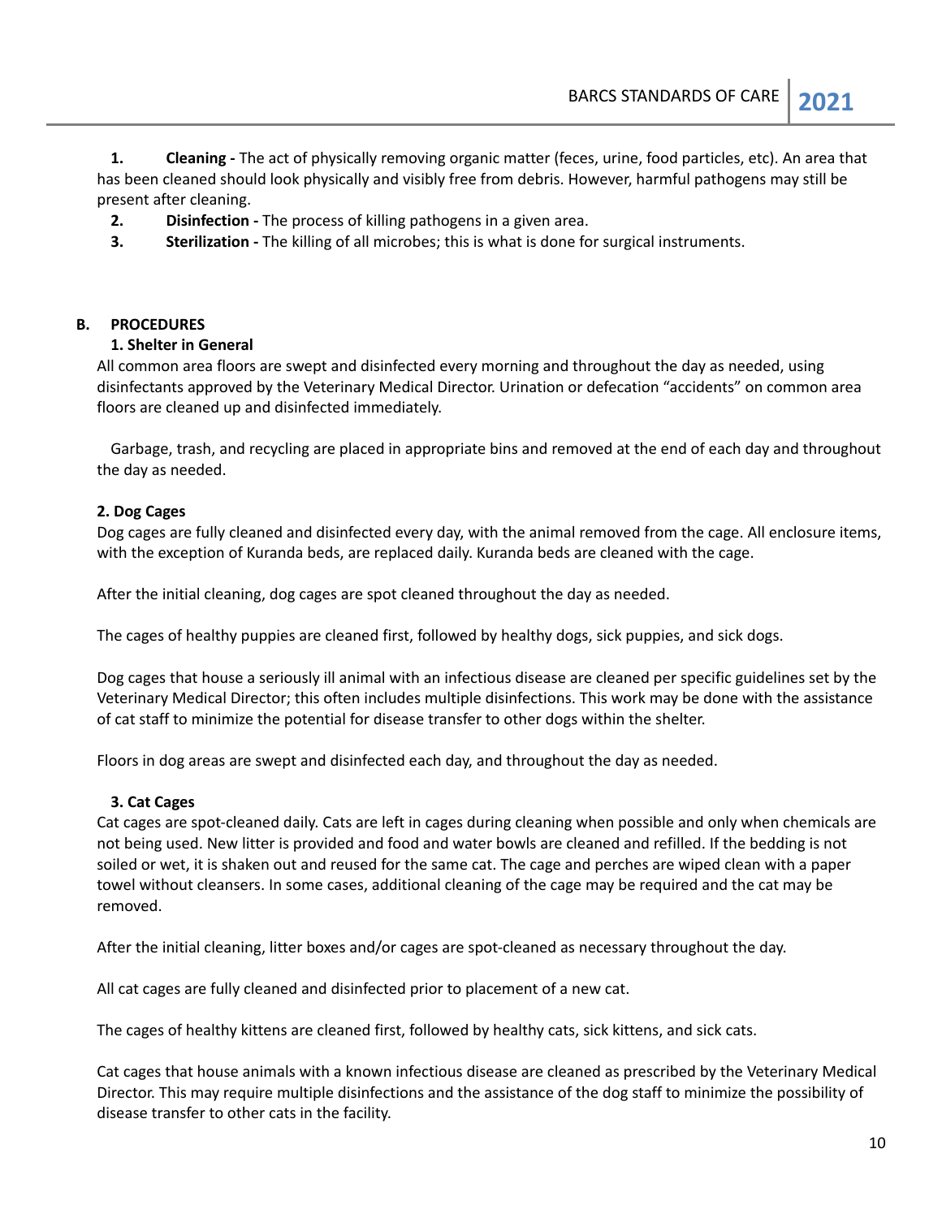1. **Cleaning -** The act of physically removing organic matter (feces, urine, food particles, etc). An area that has been cleaned should look physically and visibly free from debris. However, harmful pathogens may still be present after cleaning.
2. **Disinfection -** The process of killing pathogens in a given area.
3. **Sterilization -** The killing of all microbes; this is what is done for surgical instruments.

## B. PROCEDURES

### 1. Shelter in General

All common area floors are swept and disinfected every morning and throughout the day as needed, using disinfectants approved by the Veterinary Medical Director. Urination or defecation "accidents" on common area floors are cleaned up and disinfected immediately.

Garbage, trash, and recycling are placed in appropriate bins and removed at the end of each day and throughout the day as needed.

### 2. Dog Cages

Dog cages are fully cleaned and disinfected every day, with the animal removed from the cage. All enclosure items, with the exception of Kuranda beds, are replaced daily. Kuranda beds are cleaned with the cage.

After the initial cleaning, dog cages are spot cleaned throughout the day as needed.

The cages of healthy puppies are cleaned first, followed by healthy dogs, sick puppies, and sick dogs.

Dog cages that house a seriously ill animal with an infectious disease are cleaned per specific guidelines set by the Veterinary Medical Director; this often includes multiple disinfections. This work may be done with the assistance of cat staff to minimize the potential for disease transfer to other dogs within the shelter.

Floors in dog areas are swept and disinfected each day, and throughout the day as needed.

### 3. Cat Cages

Cat cages are spot-cleaned daily. Cats are left in cages during cleaning when possible and only when chemicals are not being used. New litter is provided and food and water bowls are cleaned and refilled. If the bedding is not soiled or wet, it is shaken out and reused for the same cat. The cage and perches are wiped clean with a paper towel without cleansers. In some cases, additional cleaning of the cage may be required and the cat may be removed.

After the initial cleaning, litter boxes and/or cages are spot-cleaned as necessary throughout the day.

All cat cages are fully cleaned and disinfected prior to placement of a new cat.

The cages of healthy kittens are cleaned first, followed by healthy cats, sick kittens, and sick cats.

Cat cages that house animals with a known infectious disease are cleaned as prescribed by the Veterinary Medical Director. This may require multiple disinfections and the assistance of the dog staff to minimize the possibility of disease transfer to other cats in the facility.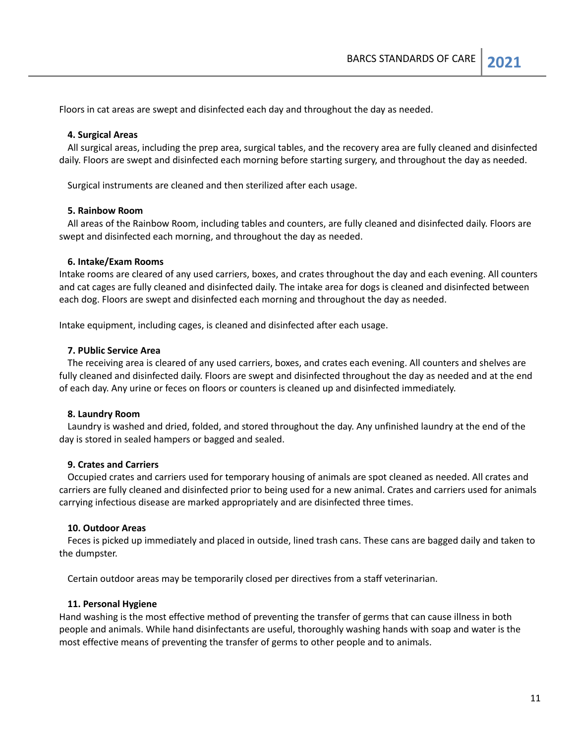Floors in cat areas are swept and disinfected each day and throughout the day as needed.

**4. Surgical Areas**

All surgical areas, including the prep area, surgical tables, and the recovery area are fully cleaned and disinfected daily. Floors are swept and disinfected each morning before starting surgery, and throughout the day as needed.

Surgical instruments are cleaned and then sterilized after each usage.

**5. Rainbow Room**

All areas of the Rainbow Room, including tables and counters, are fully cleaned and disinfected daily. Floors are swept and disinfected each morning, and throughout the day as needed.

**6. Intake/Exam Rooms**

Intake rooms are cleared of any used carriers, boxes, and crates throughout the day and each evening. All counters and cat cages are fully cleaned and disinfected daily. The intake area for dogs is cleaned and disinfected between each dog. Floors are swept and disinfected each morning and throughout the day as needed.

Intake equipment, including cages, is cleaned and disinfected after each usage.

**7. PUblic Service Area**

The receiving area is cleared of any used carriers, boxes, and crates each evening. All counters and shelves are fully cleaned and disinfected daily. Floors are swept and disinfected throughout the day as needed and at the end of each day. Any urine or feces on floors or counters is cleaned up and disinfected immediately.

**8. Laundry Room**

Laundry is washed and dried, folded, and stored throughout the day. Any unfinished laundry at the end of the day is stored in sealed hampers or bagged and sealed.

**9. Crates and Carriers**

Occupied crates and carriers used for temporary housing of animals are spot cleaned as needed. All crates and carriers are fully cleaned and disinfected prior to being used for a new animal. Crates and carriers used for animals carrying infectious disease are marked appropriately and are disinfected three times.

**10. Outdoor Areas**

Feces is picked up immediately and placed in outside, lined trash cans. These cans are bagged daily and taken to the dumpster.

Certain outdoor areas may be temporarily closed per directives from a staff veterinarian.

**11. Personal Hygiene**

Hand washing is the most effective method of preventing the transfer of germs that can cause illness in both people and animals. While hand disinfectants are useful, thoroughly washing hands with soap and water is the most effective means of preventing the transfer of germs to other people and to animals.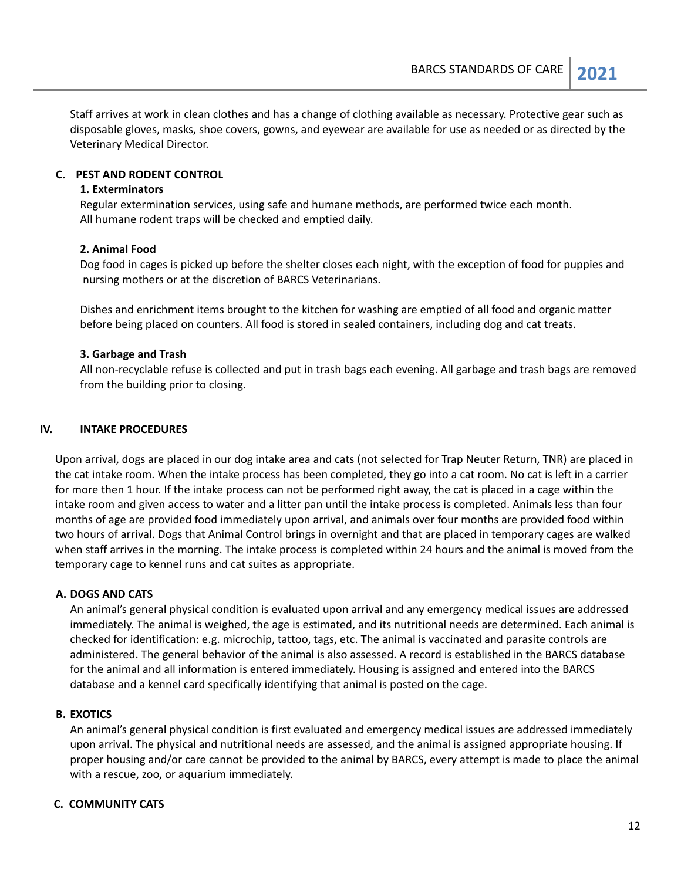Staff arrives at work in clean clothes and has a change of clothing available as necessary. Protective gear such as disposable gloves, masks, shoe covers, gowns, and eyewear are available for use as needed or as directed by the Veterinary Medical Director.

### C. PEST AND RODENT CONTROL

#### 1. Exterminators

Regular extermination services, using safe and humane methods, are performed twice each month. All humane rodent traps will be checked and emptied daily.

#### 2. Animal Food

Dog food in cages is picked up before the shelter closes each night, with the exception of food for puppies and nursing mothers or at the discretion of BARCS Veterinarians.

Dishes and enrichment items brought to the kitchen for washing are emptied of all food and organic matter before being placed on counters. All food is stored in sealed containers, including dog and cat treats.

#### 3. Garbage and Trash

All non-recyclable refuse is collected and put in trash bags each evening. All garbage and trash bags are removed from the building prior to closing.

## IV. INTAKE PROCEDURES

Upon arrival, dogs are placed in our dog intake area and cats (not selected for Trap Neuter Return, TNR) are placed in the cat intake room. When the intake process has been completed, they go into a cat room. No cat is left in a carrier for more then 1 hour. If the intake process can not be performed right away, the cat is placed in a cage within the intake room and given access to water and a litter pan until the intake process is completed. Animals less than four months of age are provided food immediately upon arrival, and animals over four months are provided food within two hours of arrival. Dogs that Animal Control brings in overnight and that are placed in temporary cages are walked when staff arrives in the morning. The intake process is completed within 24 hours and the animal is moved from the temporary cage to kennel runs and cat suites as appropriate.

### A. DOGS AND CATS

An animal's general physical condition is evaluated upon arrival and any emergency medical issues are addressed immediately. The animal is weighed, the age is estimated, and its nutritional needs are determined. Each animal is checked for identification: e.g. microchip, tattoo, tags, etc. The animal is vaccinated and parasite controls are administered. The general behavior of the animal is also assessed. A record is established in the BARCS database for the animal and all information is entered immediately. Housing is assigned and entered into the BARCS database and a kennel card specifically identifying that animal is posted on the cage.

### B. EXOTICS

An animal's general physical condition is first evaluated and emergency medical issues are addressed immediately upon arrival. The physical and nutritional needs are assessed, and the animal is assigned appropriate housing. If proper housing and/or care cannot be provided to the animal by BARCS, every attempt is made to place the animal with a rescue, zoo, or aquarium immediately.

### C. COMMUNITY CATS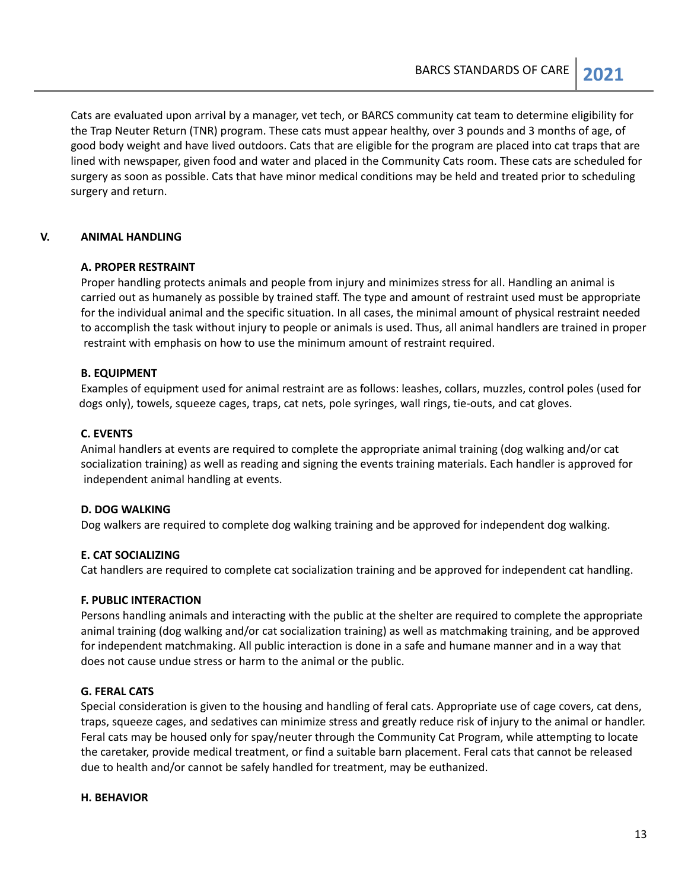Cats are evaluated upon arrival by a manager, vet tech, or BARCS community cat team to determine eligibility for the Trap Neuter Return (TNR) program. These cats must appear healthy, over 3 pounds and 3 months of age, of good body weight and have lived outdoors. Cats that are eligible for the program are placed into cat traps that are lined with newspaper, given food and water and placed in the Community Cats room. These cats are scheduled for surgery as soon as possible. Cats that have minor medical conditions may be held and treated prior to scheduling surgery and return.

## V. ANIMAL HANDLING

### A. PROPER RESTRAINT

Proper handling protects animals and people from injury and minimizes stress for all. Handling an animal is carried out as humanely as possible by trained staff. The type and amount of restraint used must be appropriate for the individual animal and the specific situation. In all cases, the minimal amount of physical restraint needed to accomplish the task without injury to people or animals is used. Thus, all animal handlers are trained in proper restraint with emphasis on how to use the minimum amount of restraint required.

### B. EQUIPMENT

Examples of equipment used for animal restraint are as follows: leashes, collars, muzzles, control poles (used for dogs only), towels, squeeze cages, traps, cat nets, pole syringes, wall rings, tie-outs, and cat gloves.

### C. EVENTS

Animal handlers at events are required to complete the appropriate animal training (dog walking and/or cat socialization training) as well as reading and signing the events training materials. Each handler is approved for independent animal handling at events.

### D. DOG WALKING

Dog walkers are required to complete dog walking training and be approved for independent dog walking.

### E. CAT SOCIALIZING

Cat handlers are required to complete cat socialization training and be approved for independent cat handling.

### F. PUBLIC INTERACTION

Persons handling animals and interacting with the public at the shelter are required to complete the appropriate animal training (dog walking and/or cat socialization training) as well as matchmaking training, and be approved for independent matchmaking. All public interaction is done in a safe and humane manner and in a way that does not cause undue stress or harm to the animal or the public.

### G. FERAL CATS

Special consideration is given to the housing and handling of feral cats. Appropriate use of cage covers, cat dens, traps, squeeze cages, and sedatives can minimize stress and greatly reduce risk of injury to the animal or handler. Feral cats may be housed only for spay/neuter through the Community Cat Program, while attempting to locate the caretaker, provide medical treatment, or find a suitable barn placement. Feral cats that cannot be released due to health and/or cannot be safely handled for treatment, may be euthanized.

### H. BEHAVIOR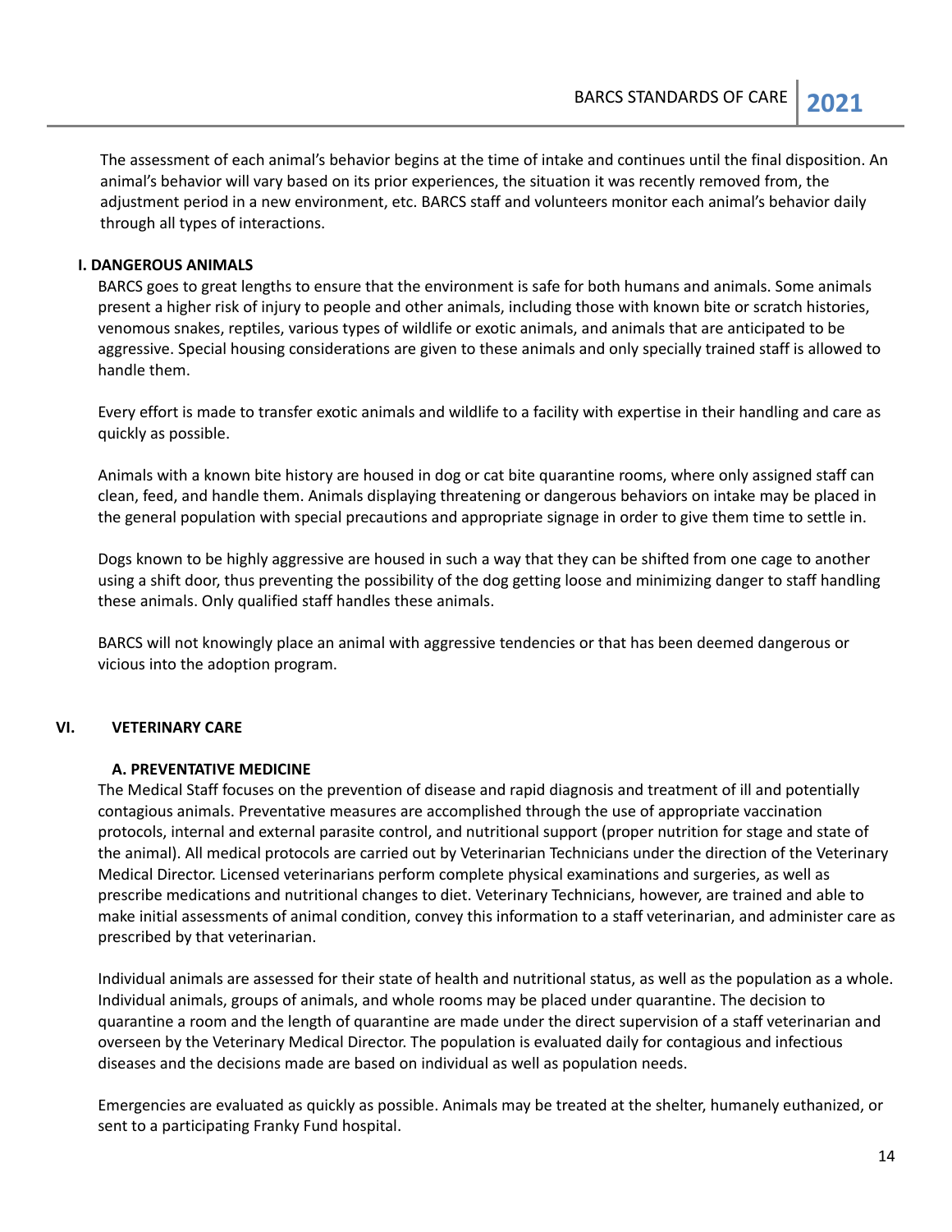The assessment of each animal's behavior begins at the time of intake and continues until the final disposition. An animal's behavior will vary based on its prior experiences, the situation it was recently removed from, the adjustment period in a new environment, etc. BARCS staff and volunteers monitor each animal's behavior daily through all types of interactions.

### I. DANGEROUS ANIMALS

BARCS goes to great lengths to ensure that the environment is safe for both humans and animals. Some animals present a higher risk of injury to people and other animals, including those with known bite or scratch histories, venomous snakes, reptiles, various types of wildlife or exotic animals, and animals that are anticipated to be aggressive. Special housing considerations are given to these animals and only specially trained staff is allowed to handle them.

Every effort is made to transfer exotic animals and wildlife to a facility with expertise in their handling and care as quickly as possible.

Animals with a known bite history are housed in dog or cat bite quarantine rooms, where only assigned staff can clean, feed, and handle them. Animals displaying threatening or dangerous behaviors on intake may be placed in the general population with special precautions and appropriate signage in order to give them time to settle in.

Dogs known to be highly aggressive are housed in such a way that they can be shifted from one cage to another using a shift door, thus preventing the possibility of the dog getting loose and minimizing danger to staff handling these animals. Only qualified staff handles these animals.

BARCS will not knowingly place an animal with aggressive tendencies or that has been deemed dangerous or vicious into the adoption program.

## VI. VETERINARY CARE

### A. PREVENTATIVE MEDICINE

The Medical Staff focuses on the prevention of disease and rapid diagnosis and treatment of ill and potentially contagious animals. Preventative measures are accomplished through the use of appropriate vaccination protocols, internal and external parasite control, and nutritional support (proper nutrition for stage and state of the animal). All medical protocols are carried out by Veterinarian Technicians under the direction of the Veterinary Medical Director. Licensed veterinarians perform complete physical examinations and surgeries, as well as prescribe medications and nutritional changes to diet. Veterinary Technicians, however, are trained and able to make initial assessments of animal condition, convey this information to a staff veterinarian, and administer care as prescribed by that veterinarian.

Individual animals are assessed for their state of health and nutritional status, as well as the population as a whole. Individual animals, groups of animals, and whole rooms may be placed under quarantine. The decision to quarantine a room and the length of quarantine are made under the direct supervision of a staff veterinarian and overseen by the Veterinary Medical Director. The population is evaluated daily for contagious and infectious diseases and the decisions made are based on individual as well as population needs.

Emergencies are evaluated as quickly as possible. Animals may be treated at the shelter, humanely euthanized, or sent to a participating Franky Fund hospital.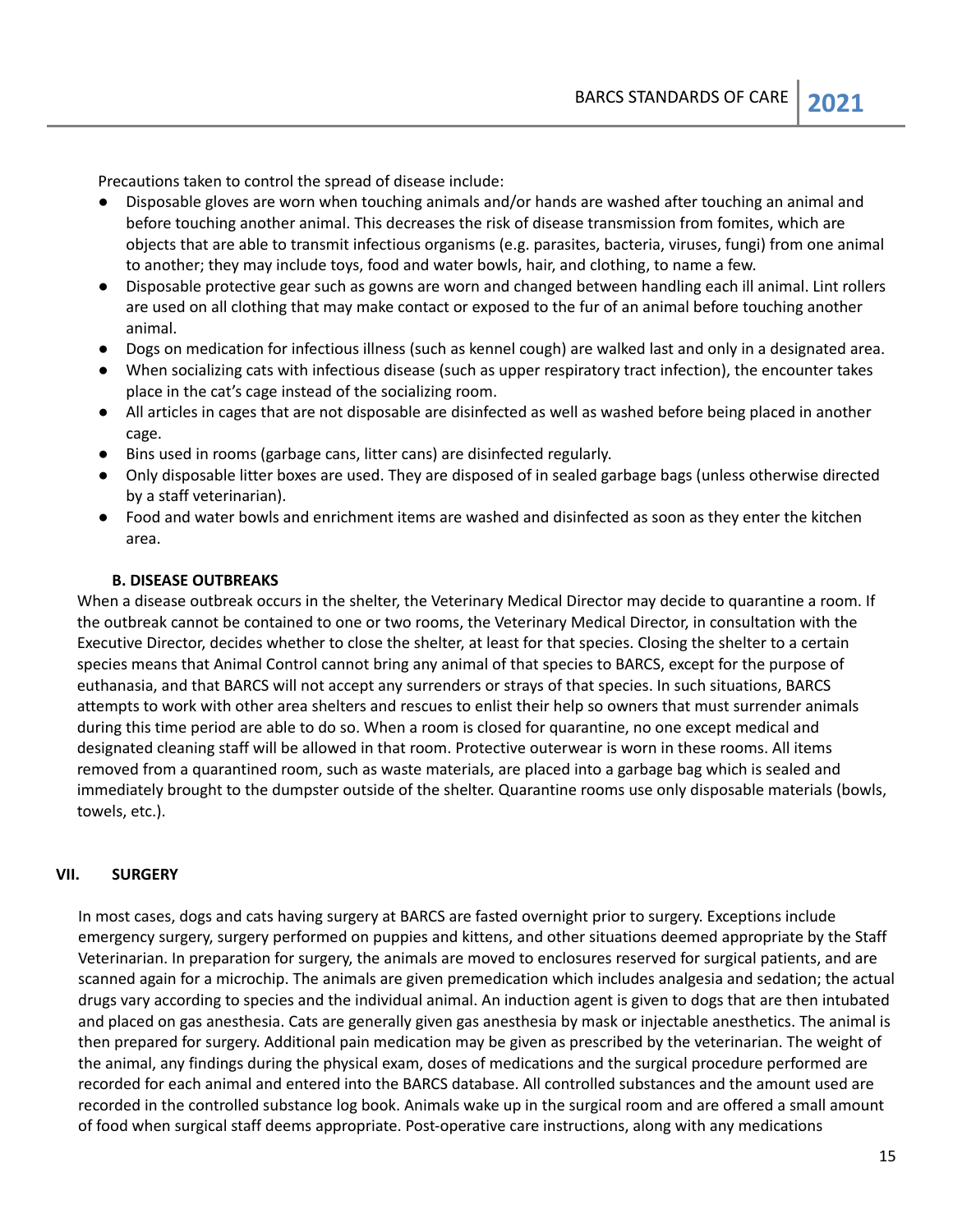Precautions taken to control the spread of disease include:

- Disposable gloves are worn when touching animals and/or hands are washed after touching an animal and before touching another animal. This decreases the risk of disease transmission from fomites, which are objects that are able to transmit infectious organisms (e.g. parasites, bacteria, viruses, fungi) from one animal to another; they may include toys, food and water bowls, hair, and clothing, to name a few.
- Disposable protective gear such as gowns are worn and changed between handling each ill animal. Lint rollers are used on all clothing that may make contact or exposed to the fur of an animal before touching another animal.
- Dogs on medication for infectious illness (such as kennel cough) are walked last and only in a designated area.
- When socializing cats with infectious disease (such as upper respiratory tract infection), the encounter takes place in the cat's cage instead of the socializing room.
- All articles in cages that are not disposable are disinfected as well as washed before being placed in another cage.
- Bins used in rooms (garbage cans, litter cans) are disinfected regularly.
- Only disposable litter boxes are used. They are disposed of in sealed garbage bags (unless otherwise directed by a staff veterinarian).
- Food and water bowls and enrichment items are washed and disinfected as soon as they enter the kitchen area.

### B. DISEASE OUTBREAKS

When a disease outbreak occurs in the shelter, the Veterinary Medical Director may decide to quarantine a room. If the outbreak cannot be contained to one or two rooms, the Veterinary Medical Director, in consultation with the Executive Director, decides whether to close the shelter, at least for that species. Closing the shelter to a certain species means that Animal Control cannot bring any animal of that species to BARCS, except for the purpose of euthanasia, and that BARCS will not accept any surrenders or strays of that species. In such situations, BARCS attempts to work with other area shelters and rescues to enlist their help so owners that must surrender animals during this time period are able to do so. When a room is closed for quarantine, no one except medical and designated cleaning staff will be allowed in that room. Protective outerwear is worn in these rooms. All items removed from a quarantined room, such as waste materials, are placed into a garbage bag which is sealed and immediately brought to the dumpster outside of the shelter. Quarantine rooms use only disposable materials (bowls, towels, etc.).

## VII. SURGERY

In most cases, dogs and cats having surgery at BARCS are fasted overnight prior to surgery. Exceptions include emergency surgery, surgery performed on puppies and kittens, and other situations deemed appropriate by the Staff Veterinarian. In preparation for surgery, the animals are moved to enclosures reserved for surgical patients, and are scanned again for a microchip. The animals are given premedication which includes analgesia and sedation; the actual drugs vary according to species and the individual animal. An induction agent is given to dogs that are then intubated and placed on gas anesthesia. Cats are generally given gas anesthesia by mask or injectable anesthetics. The animal is then prepared for surgery. Additional pain medication may be given as prescribed by the veterinarian. The weight of the animal, any findings during the physical exam, doses of medications and the surgical procedure performed are recorded for each animal and entered into the BARCS database. All controlled substances and the amount used are recorded in the controlled substance log book. Animals wake up in the surgical room and are offered a small amount of food when surgical staff deems appropriate. Post-operative care instructions, along with any medications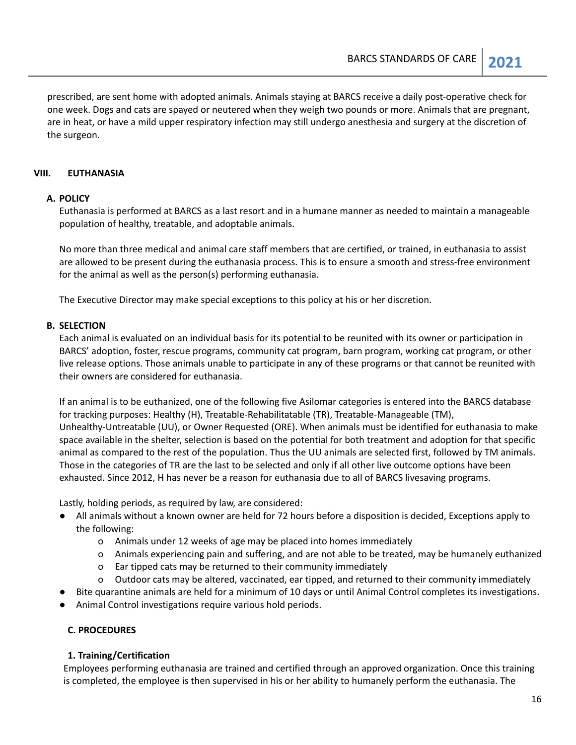prescribed, are sent home with adopted animals. Animals staying at BARCS receive a daily post-operative check for one week. Dogs and cats are spayed or neutered when they weigh two pounds or more. Animals that are pregnant, are in heat, or have a mild upper respiratory infection may still undergo anesthesia and surgery at the discretion of the surgeon.

## VIII. EUTHANASIA

### A. POLICY

Euthanasia is performed at BARCS as a last resort and in a humane manner as needed to maintain a manageable population of healthy, treatable, and adoptable animals.

No more than three medical and animal care staff members that are certified, or trained, in euthanasia to assist are allowed to be present during the euthanasia process. This is to ensure a smooth and stress-free environment for the animal as well as the person(s) performing euthanasia.

The Executive Director may make special exceptions to this policy at his or her discretion.

### B. SELECTION

Each animal is evaluated on an individual basis for its potential to be reunited with its owner or participation in BARCS' adoption, foster, rescue programs, community cat program, barn program, working cat program, or other live release options. Those animals unable to participate in any of these programs or that cannot be reunited with their owners are considered for euthanasia.

If an animal is to be euthanized, one of the following five Asilomar categories is entered into the BARCS database for tracking purposes: Healthy (H), Treatable-Rehabilitatable (TR), Treatable-Manageable (TM), Unhealthy-Untreatable (UU), or Owner Requested (ORE). When animals must be identified for euthanasia to make space available in the shelter, selection is based on the potential for both treatment and adoption for that specific animal as compared to the rest of the population. Thus the UU animals are selected first, followed by TM animals. Those in the categories of TR are the last to be selected and only if all other live outcome options have been exhausted. Since 2012, H has never be a reason for euthanasia due to all of BARCS livesaving programs.

Lastly, holding periods, as required by law, are considered:

- All animals without a known owner are held for 72 hours before a disposition is decided, Exceptions apply to the following:
    - Animals under 12 weeks of age may be placed into homes immediately
    - Animals experiencing pain and suffering, and are not able to be treated, may be humanely euthanized
    - Ear tipped cats may be returned to their community immediately
    - Outdoor cats may be altered, vaccinated, ear tipped, and returned to their community immediately
- Bite quarantine animals are held for a minimum of 10 days or until Animal Control completes its investigations.
- Animal Control investigations require various hold periods.

### C. PROCEDURES

#### 1. Training/Certification

Employees performing euthanasia are trained and certified through an approved organization. Once this training is completed, the employee is then supervised in his or her ability to humanely perform the euthanasia. The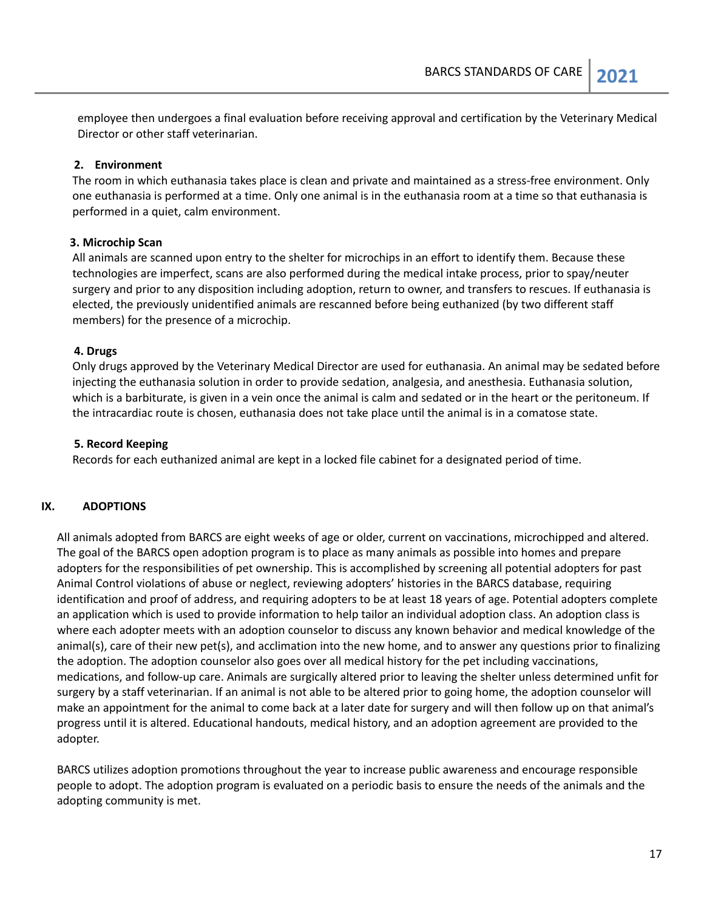employee then undergoes a final evaluation before receiving approval and certification by the Veterinary Medical Director or other staff veterinarian.

**2. Environment**

The room in which euthanasia takes place is clean and private and maintained as a stress-free environment. Only one euthanasia is performed at a time. Only one animal is in the euthanasia room at a time so that euthanasia is performed in a quiet, calm environment.

**3. Microchip Scan**

All animals are scanned upon entry to the shelter for microchips in an effort to identify them. Because these technologies are imperfect, scans are also performed during the medical intake process, prior to spay/neuter surgery and prior to any disposition including adoption, return to owner, and transfers to rescues. If euthanasia is elected, the previously unidentified animals are rescanned before being euthanized (by two different staff members) for the presence of a microchip.

**4. Drugs**

Only drugs approved by the Veterinary Medical Director are used for euthanasia. An animal may be sedated before injecting the euthanasia solution in order to provide sedation, analgesia, and anesthesia. Euthanasia solution, which is a barbiturate, is given in a vein once the animal is calm and sedated or in the heart or the peritoneum. If the intracardiac route is chosen, euthanasia does not take place until the animal is in a comatose state.

**5. Record Keeping**

Records for each euthanized animal are kept in a locked file cabinet for a designated period of time.

## IX. ADOPTIONS

All animals adopted from BARCS are eight weeks of age or older, current on vaccinations, microchipped and altered. The goal of the BARCS open adoption program is to place as many animals as possible into homes and prepare adopters for the responsibilities of pet ownership. This is accomplished by screening all potential adopters for past Animal Control violations of abuse or neglect, reviewing adopters' histories in the BARCS database, requiring identification and proof of address, and requiring adopters to be at least 18 years of age. Potential adopters complete an application which is used to provide information to help tailor an individual adoption class. An adoption class is where each adopter meets with an adoption counselor to discuss any known behavior and medical knowledge of the animal(s), care of their new pet(s), and acclimation into the new home, and to answer any questions prior to finalizing the adoption. The adoption counselor also goes over all medical history for the pet including vaccinations, medications, and follow-up care. Animals are surgically altered prior to leaving the shelter unless determined unfit for surgery by a staff veterinarian. If an animal is not able to be altered prior to going home, the adoption counselor will make an appointment for the animal to come back at a later date for surgery and will then follow up on that animal's progress until it is altered. Educational handouts, medical history, and an adoption agreement are provided to the adopter.

BARCS utilizes adoption promotions throughout the year to increase public awareness and encourage responsible people to adopt. The adoption program is evaluated on a periodic basis to ensure the needs of the animals and the adopting community is met.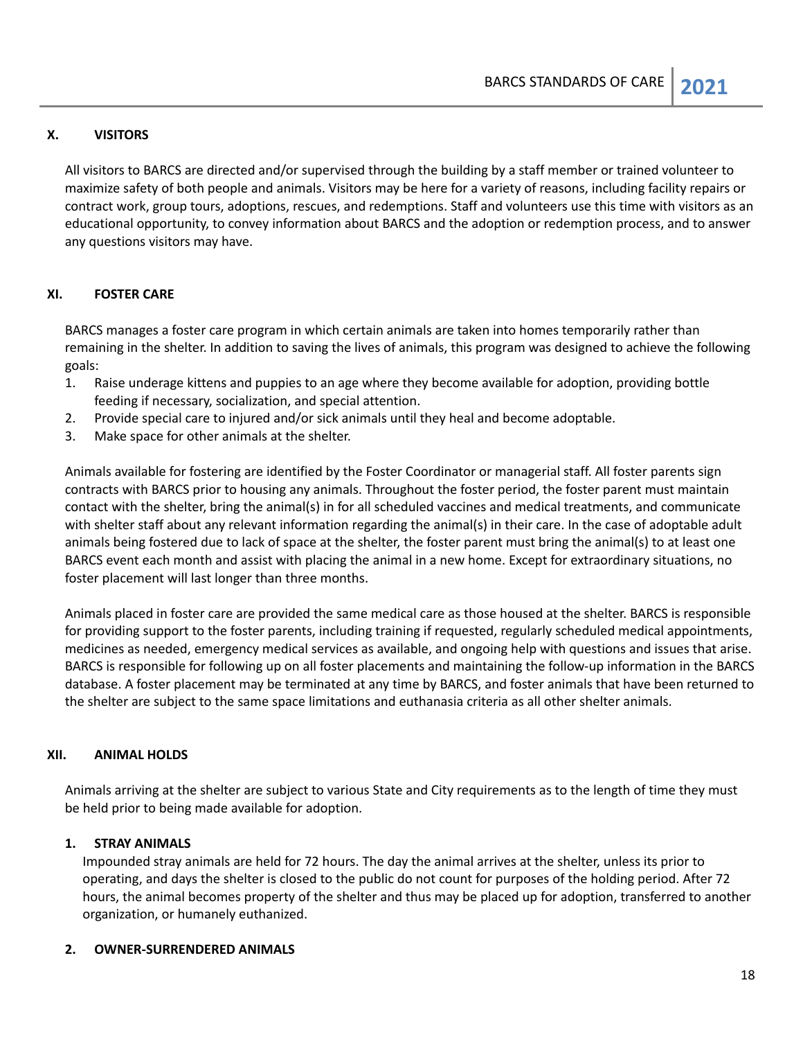## X. VISITORS

All visitors to BARCS are directed and/or supervised through the building by a staff member or trained volunteer to maximize safety of both people and animals. Visitors may be here for a variety of reasons, including facility repairs or contract work, group tours, adoptions, rescues, and redemptions. Staff and volunteers use this time with visitors as an educational opportunity, to convey information about BARCS and the adoption or redemption process, and to answer any questions visitors may have.

## XI. FOSTER CARE

BARCS manages a foster care program in which certain animals are taken into homes temporarily rather than remaining in the shelter. In addition to saving the lives of animals, this program was designed to achieve the following goals:

1. Raise underage kittens and puppies to an age where they become available for adoption, providing bottle feeding if necessary, socialization, and special attention.
2. Provide special care to injured and/or sick animals until they heal and become adoptable.
3. Make space for other animals at the shelter.

Animals available for fostering are identified by the Foster Coordinator or managerial staff. All foster parents sign contracts with BARCS prior to housing any animals. Throughout the foster period, the foster parent must maintain contact with the shelter, bring the animal(s) in for all scheduled vaccines and medical treatments, and communicate with shelter staff about any relevant information regarding the animal(s) in their care. In the case of adoptable adult animals being fostered due to lack of space at the shelter, the foster parent must bring the animal(s) to at least one BARCS event each month and assist with placing the animal in a new home. Except for extraordinary situations, no foster placement will last longer than three months.

Animals placed in foster care are provided the same medical care as those housed at the shelter. BARCS is responsible for providing support to the foster parents, including training if requested, regularly scheduled medical appointments, medicines as needed, emergency medical services as available, and ongoing help with questions and issues that arise. BARCS is responsible for following up on all foster placements and maintaining the follow-up information in the BARCS database. A foster placement may be terminated at any time by BARCS, and foster animals that have been returned to the shelter are subject to the same space limitations and euthanasia criteria as all other shelter animals.

## XII. ANIMAL HOLDS

Animals arriving at the shelter are subject to various State and City requirements as to the length of time they must be held prior to being made available for adoption.

### 1. STRAY ANIMALS

Impounded stray animals are held for 72 hours. The day the animal arrives at the shelter, unless its prior to operating, and days the shelter is closed to the public do not count for purposes of the holding period. After 72 hours, the animal becomes property of the shelter and thus may be placed up for adoption, transferred to another organization, or humanely euthanized.

### 2. OWNER-SURRENDERED ANIMALS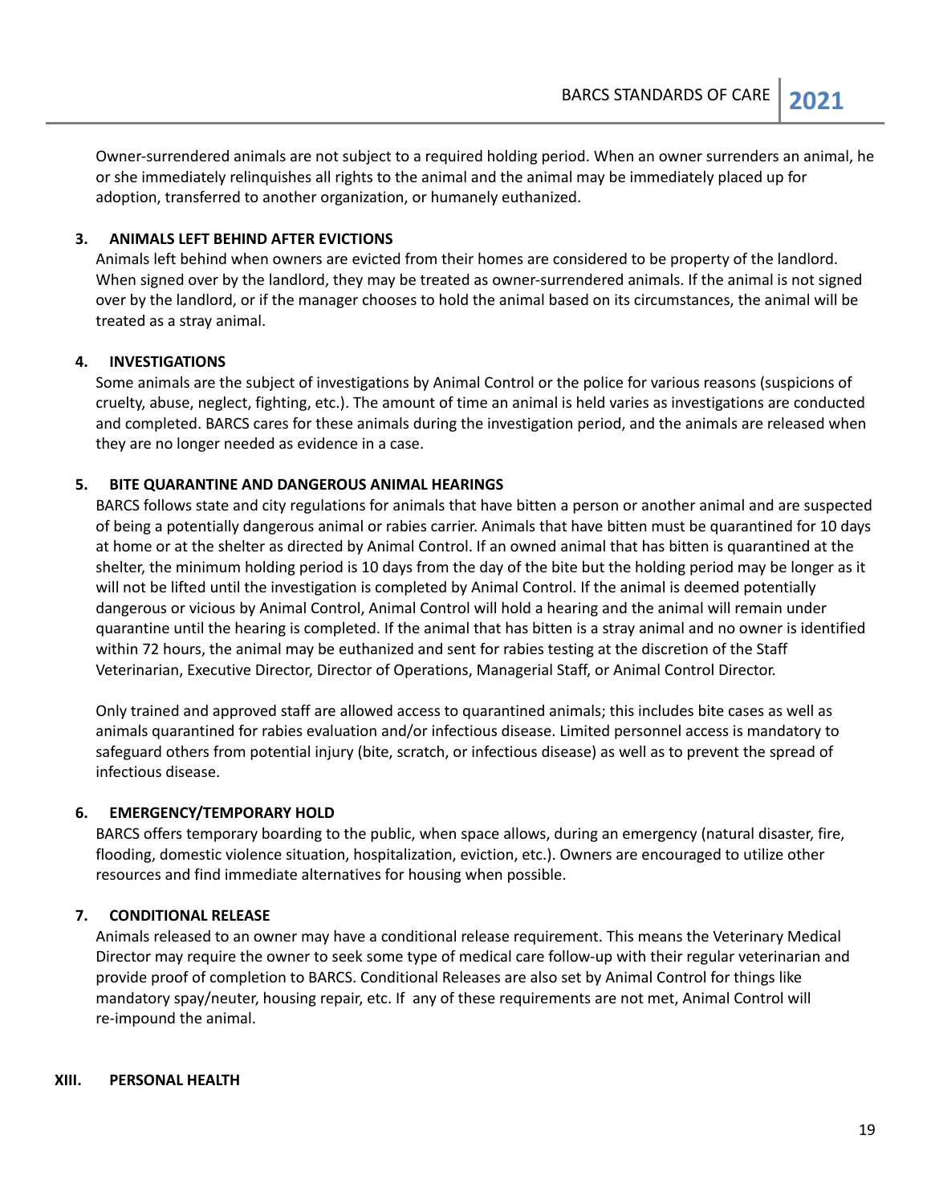Owner-surrendered animals are not subject to a required holding period. When an owner surrenders an animal, he or she immediately relinquishes all rights to the animal and the animal may be immediately placed up for adoption, transferred to another organization, or humanely euthanized.

### 3. ANIMALS LEFT BEHIND AFTER EVICTIONS

Animals left behind when owners are evicted from their homes are considered to be property of the landlord. When signed over by the landlord, they may be treated as owner-surrendered animals. If the animal is not signed over by the landlord, or if the manager chooses to hold the animal based on its circumstances, the animal will be treated as a stray animal.

### 4. INVESTIGATIONS

Some animals are the subject of investigations by Animal Control or the police for various reasons (suspicions of cruelty, abuse, neglect, fighting, etc.). The amount of time an animal is held varies as investigations are conducted and completed. BARCS cares for these animals during the investigation period, and the animals are released when they are no longer needed as evidence in a case.

### 5. BITE QUARANTINE AND DANGEROUS ANIMAL HEARINGS

BARCS follows state and city regulations for animals that have bitten a person or another animal and are suspected of being a potentially dangerous animal or rabies carrier. Animals that have bitten must be quarantined for 10 days at home or at the shelter as directed by Animal Control. If an owned animal that has bitten is quarantined at the shelter, the minimum holding period is 10 days from the day of the bite but the holding period may be longer as it will not be lifted until the investigation is completed by Animal Control. If the animal is deemed potentially dangerous or vicious by Animal Control, Animal Control will hold a hearing and the animal will remain under quarantine until the hearing is completed. If the animal that has bitten is a stray animal and no owner is identified within 72 hours, the animal may be euthanized and sent for rabies testing at the discretion of the Staff Veterinarian, Executive Director, Director of Operations, Managerial Staff, or Animal Control Director.

Only trained and approved staff are allowed access to quarantined animals; this includes bite cases as well as animals quarantined for rabies evaluation and/or infectious disease. Limited personnel access is mandatory to safeguard others from potential injury (bite, scratch, or infectious disease) as well as to prevent the spread of infectious disease.

### 6. EMERGENCY/TEMPORARY HOLD

BARCS offers temporary boarding to the public, when space allows, during an emergency (natural disaster, fire, flooding, domestic violence situation, hospitalization, eviction, etc.). Owners are encouraged to utilize other resources and find immediate alternatives for housing when possible.

### 7. CONDITIONAL RELEASE

Animals released to an owner may have a conditional release requirement. This means the Veterinary Medical Director may require the owner to seek some type of medical care follow-up with their regular veterinarian and provide proof of completion to BARCS. Conditional Releases are also set by Animal Control for things like mandatory spay/neuter, housing repair, etc. If any of these requirements are not met, Animal Control will re-impound the animal.

## XIII. PERSONAL HEALTH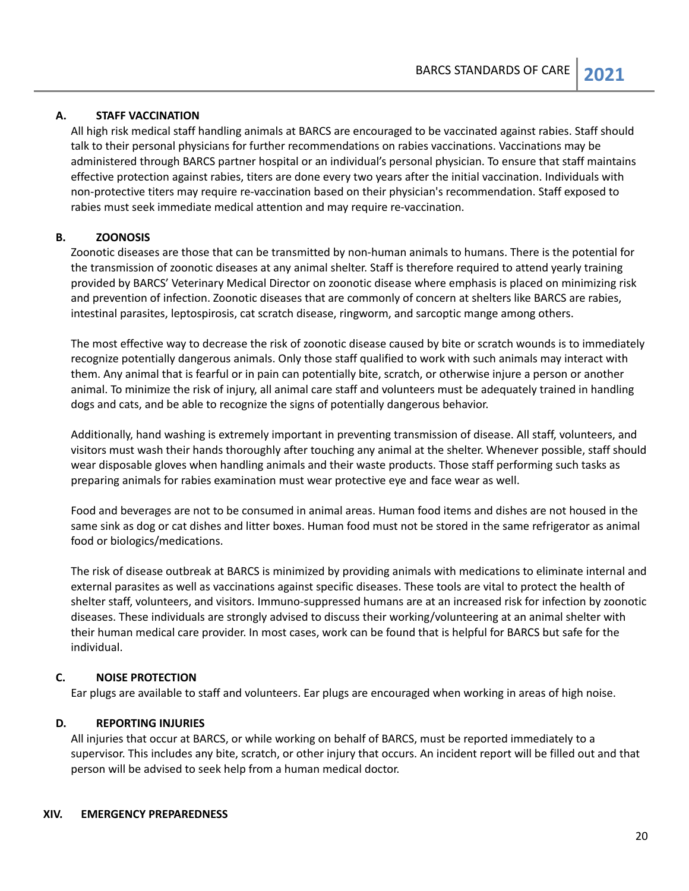### A. STAFF VACCINATION

All high risk medical staff handling animals at BARCS are encouraged to be vaccinated against rabies. Staff should talk to their personal physicians for further recommendations on rabies vaccinations. Vaccinations may be administered through BARCS partner hospital or an individual's personal physician. To ensure that staff maintains effective protection against rabies, titers are done every two years after the initial vaccination. Individuals with non-protective titers may require re-vaccination based on their physician's recommendation. Staff exposed to rabies must seek immediate medical attention and may require re-vaccination.

### B. ZOONOSIS

Zoonotic diseases are those that can be transmitted by non-human animals to humans. There is the potential for the transmission of zoonotic diseases at any animal shelter. Staff is therefore required to attend yearly training provided by BARCS' Veterinary Medical Director on zoonotic disease where emphasis is placed on minimizing risk and prevention of infection. Zoonotic diseases that are commonly of concern at shelters like BARCS are rabies, intestinal parasites, leptospirosis, cat scratch disease, ringworm, and sarcoptic mange among others.

The most effective way to decrease the risk of zoonotic disease caused by bite or scratch wounds is to immediately recognize potentially dangerous animals. Only those staff qualified to work with such animals may interact with them. Any animal that is fearful or in pain can potentially bite, scratch, or otherwise injure a person or another animal. To minimize the risk of injury, all animal care staff and volunteers must be adequately trained in handling dogs and cats, and be able to recognize the signs of potentially dangerous behavior.

Additionally, hand washing is extremely important in preventing transmission of disease. All staff, volunteers, and visitors must wash their hands thoroughly after touching any animal at the shelter. Whenever possible, staff should wear disposable gloves when handling animals and their waste products. Those staff performing such tasks as preparing animals for rabies examination must wear protective eye and face wear as well.

Food and beverages are not to be consumed in animal areas. Human food items and dishes are not housed in the same sink as dog or cat dishes and litter boxes. Human food must not be stored in the same refrigerator as animal food or biologics/medications.

The risk of disease outbreak at BARCS is minimized by providing animals with medications to eliminate internal and external parasites as well as vaccinations against specific diseases. These tools are vital to protect the health of shelter staff, volunteers, and visitors. Immuno-suppressed humans are at an increased risk for infection by zoonotic diseases. These individuals are strongly advised to discuss their working/volunteering at an animal shelter with their human medical care provider. In most cases, work can be found that is helpful for BARCS but safe for the individual.

### C. NOISE PROTECTION

Ear plugs are available to staff and volunteers. Ear plugs are encouraged when working in areas of high noise.

### D. REPORTING INJURIES

All injuries that occur at BARCS, or while working on behalf of BARCS, must be reported immediately to a supervisor. This includes any bite, scratch, or other injury that occurs. An incident report will be filled out and that person will be advised to seek help from a human medical doctor.

## XIV. EMERGENCY PREPAREDNESS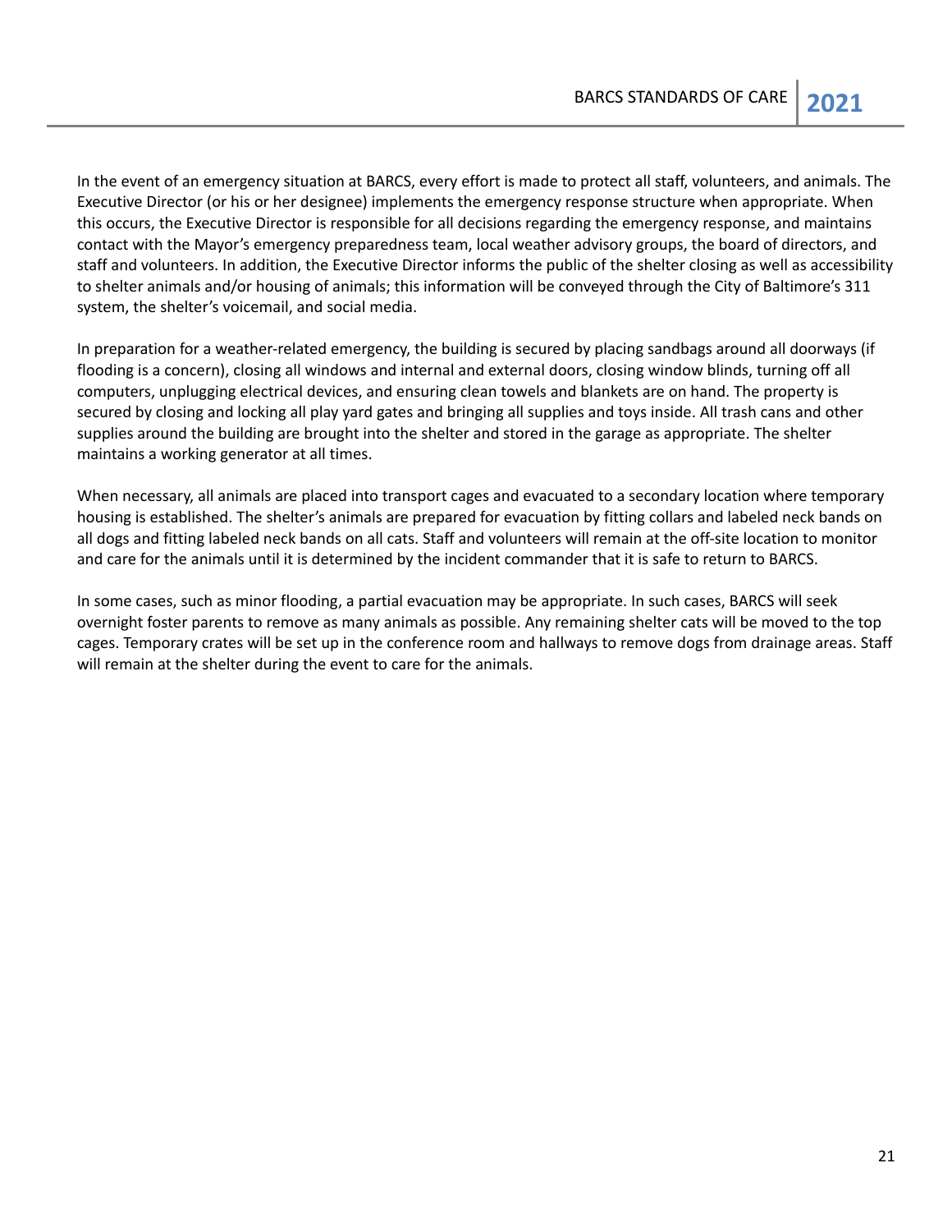In the event of an emergency situation at BARCS, every effort is made to protect all staff, volunteers, and animals. The Executive Director (or his or her designee) implements the emergency response structure when appropriate. When this occurs, the Executive Director is responsible for all decisions regarding the emergency response, and maintains contact with the Mayor's emergency preparedness team, local weather advisory groups, the board of directors, and staff and volunteers. In addition, the Executive Director informs the public of the shelter closing as well as accessibility to shelter animals and/or housing of animals; this information will be conveyed through the City of Baltimore's 311 system, the shelter's voicemail, and social media.

In preparation for a weather-related emergency, the building is secured by placing sandbags around all doorways (if flooding is a concern), closing all windows and internal and external doors, closing window blinds, turning off all computers, unplugging electrical devices, and ensuring clean towels and blankets are on hand. The property is secured by closing and locking all play yard gates and bringing all supplies and toys inside. All trash cans and other supplies around the building are brought into the shelter and stored in the garage as appropriate. The shelter maintains a working generator at all times.

When necessary, all animals are placed into transport cages and evacuated to a secondary location where temporary housing is established. The shelter's animals are prepared for evacuation by fitting collars and labeled neck bands on all dogs and fitting labeled neck bands on all cats. Staff and volunteers will remain at the off-site location to monitor and care for the animals until it is determined by the incident commander that it is safe to return to BARCS.

In some cases, such as minor flooding, a partial evacuation may be appropriate. In such cases, BARCS will seek overnight foster parents to remove as many animals as possible. Any remaining shelter cats will be moved to the top cages. Temporary crates will be set up in the conference room and hallways to remove dogs from drainage areas. Staff will remain at the shelter during the event to care for the animals.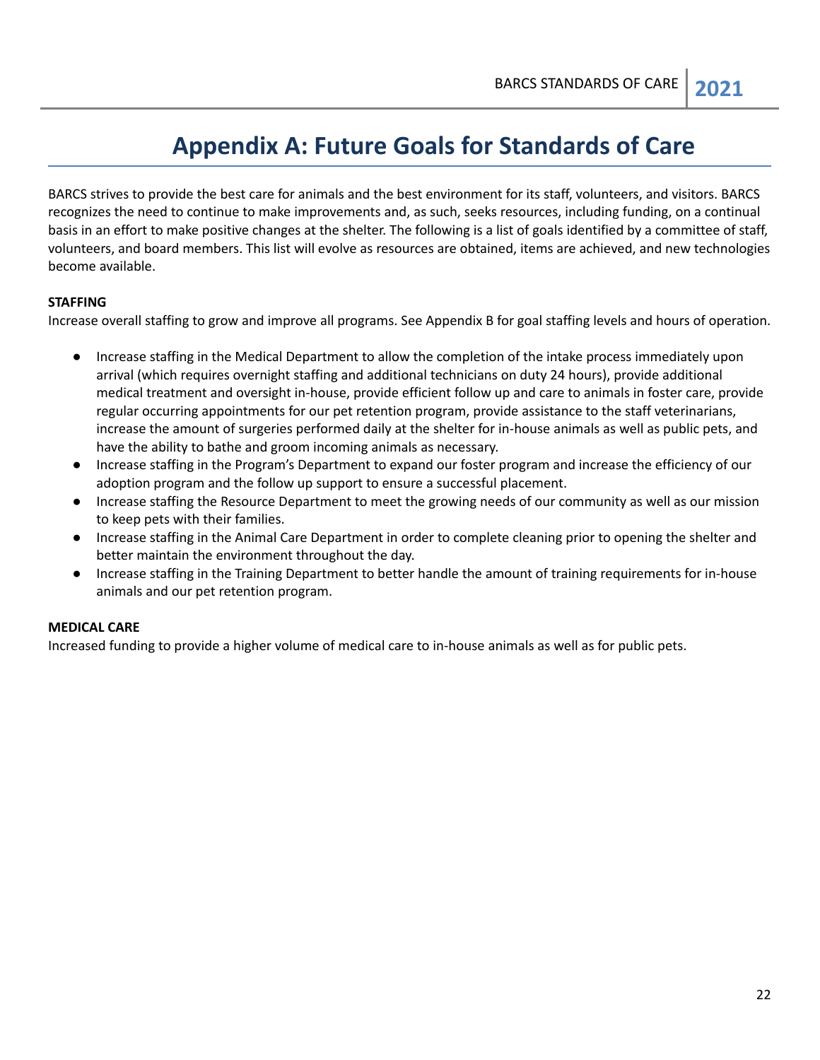# Appendix A: Future Goals for Standards of Care

BARCS strives to provide the best care for animals and the best environment for its staff, volunteers, and visitors. BARCS recognizes the need to continue to make improvements and, as such, seeks resources, including funding, on a continual basis in an effort to make positive changes at the shelter. The following is a list of goals identified by a committee of staff, volunteers, and board members. This list will evolve as resources are obtained, items are achieved, and new technologies become available.

**STAFFING**

Increase overall staffing to grow and improve all programs. See Appendix B for goal staffing levels and hours of operation.

- Increase staffing in the Medical Department to allow the completion of the intake process immediately upon arrival (which requires overnight staffing and additional technicians on duty 24 hours), provide additional medical treatment and oversight in-house, provide efficient follow up and care to animals in foster care, provide regular occurring appointments for our pet retention program, provide assistance to the staff veterinarians, increase the amount of surgeries performed daily at the shelter for in-house animals as well as public pets, and have the ability to bathe and groom incoming animals as necessary.
- Increase staffing in the Program's Department to expand our foster program and increase the efficiency of our adoption program and the follow up support to ensure a successful placement.
- Increase staffing the Resource Department to meet the growing needs of our community as well as our mission to keep pets with their families.
- Increase staffing in the Animal Care Department in order to complete cleaning prior to opening the shelter and better maintain the environment throughout the day.
- Increase staffing in the Training Department to better handle the amount of training requirements for in-house animals and our pet retention program.

**MEDICAL CARE**

Increased funding to provide a higher volume of medical care to in-house animals as well as for public pets.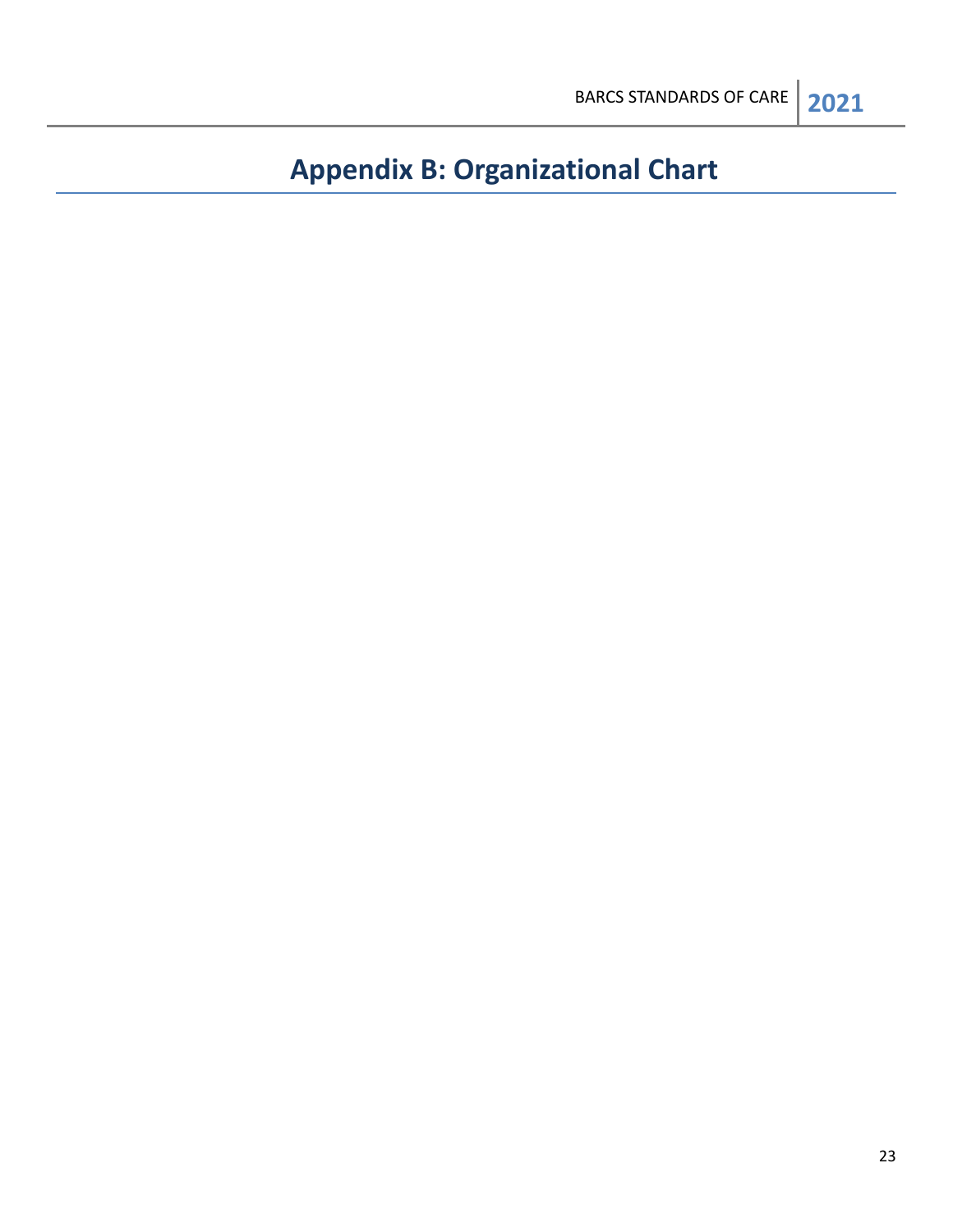# Appendix B: Organizational Chart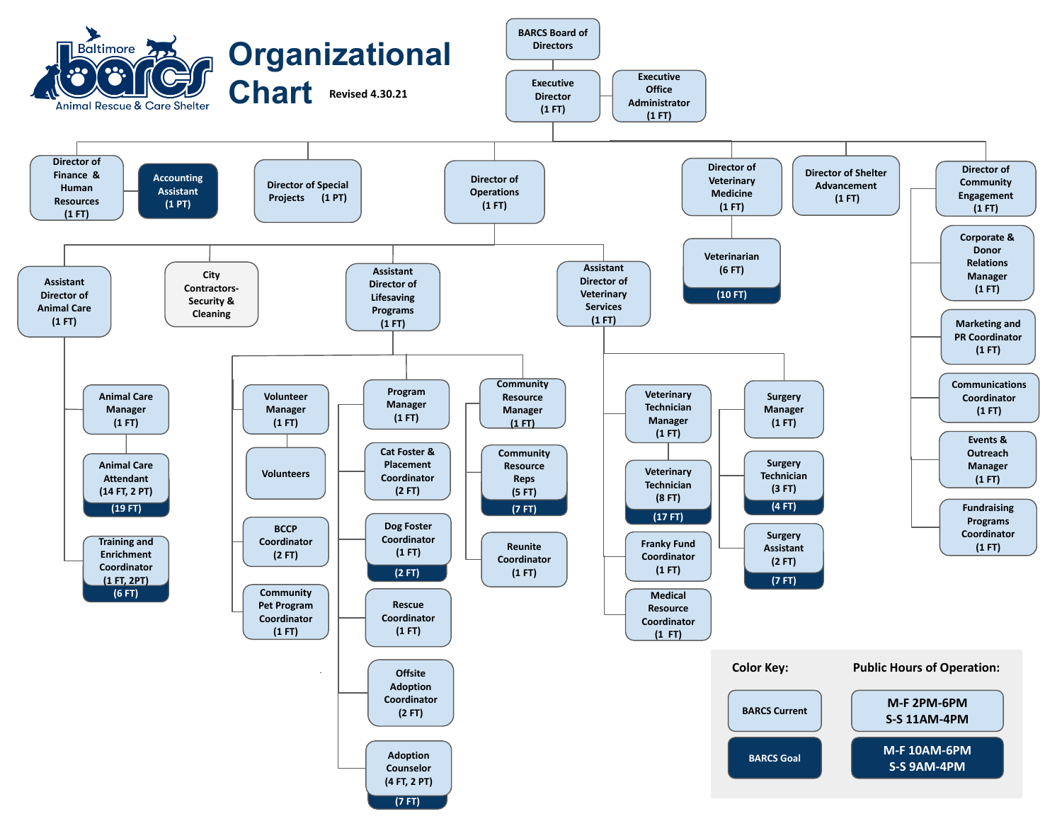Baltimore BARCS Animal Rescue & Care Shelter

# Organizational Chart

Revised 4.30.21

- BARCS Board of Directors
  - Executive Director (1 FT)
    - Executive Office Administrator (1 FT)
    - Director of Finance & Human Resources (1 FT)
      - Accounting Assistant (1 PT)
    - Director of Special Projects (1 PT)
    - Director of Operations (1 FT)
      - Assistant Director of Animal Care (1 FT)
        - Animal Care Manager (1 FT)
          - Animal Care Attendant (14 FT, 2 PT) — (19 FT)
        - Training and Enrichment Coordinator (1 FT, 2PT) — (6 FT)
      - City Contractors- Security & Cleaning
      - Assistant Director of Lifesaving Programs (1 FT)
        - Volunteer Manager (1 FT)
          - Volunteers
        - BCCP Coordinator (2 FT)
        - Community Pet Program Coordinator (1 FT)
        - Program Manager (1 FT)
          - Cat Foster & Placement Coordinator (2 FT)
          - Dog Foster Coordinator (1 FT) — (2 FT)
          - Rescue Coordinator (1 FT)
          - Offsite Adoption Coordinator (2 FT)
          - Adoption Counselor (4 FT, 2 PT) — (7 FT)
        - Community Resource Manager (1 FT)
          - Community Resource Reps (5 FT) — (7 FT)
          - Reunite Coordinator (1 FT)
      - Assistant Director of Veterinary Services (1 FT)
        - Veterinary Technician Manager (1 FT)
          - Veterinary Technician (8 FT) — (17 FT)
        - Franky Fund Coordinator (1 FT)
        - Medical Resource Coordinator (1 FT)
        - Surgery Manager (1 FT)
          - Surgery Technician (3 FT) — (4 FT)
          - Surgery Assistant (2 FT) — (7 FT)
    - Director of Veterinary Medicine (1 FT)
      - Veterinarian (6 FT) — (10 FT)
    - Director of Shelter Advancement (1 FT)
    - Director of Community Engagement (1 FT)
      - Corporate & Donor Relations Manager (1 FT)
      - Marketing and PR Coordinator (1 FT)
      - Communications Coordinator (1 FT)
      - Events & Outreach Manager (1 FT)
      - Fundraising Programs Coordinator (1 FT)

**Color Key:**

- BARCS Current
- BARCS Goal

**Public Hours of Operation:**

- BARCS Current: M-F 2PM-6PM, S-S 11AM-4PM
- BARCS Goal: M-F 10AM-6PM, S-S 9AM-4PM